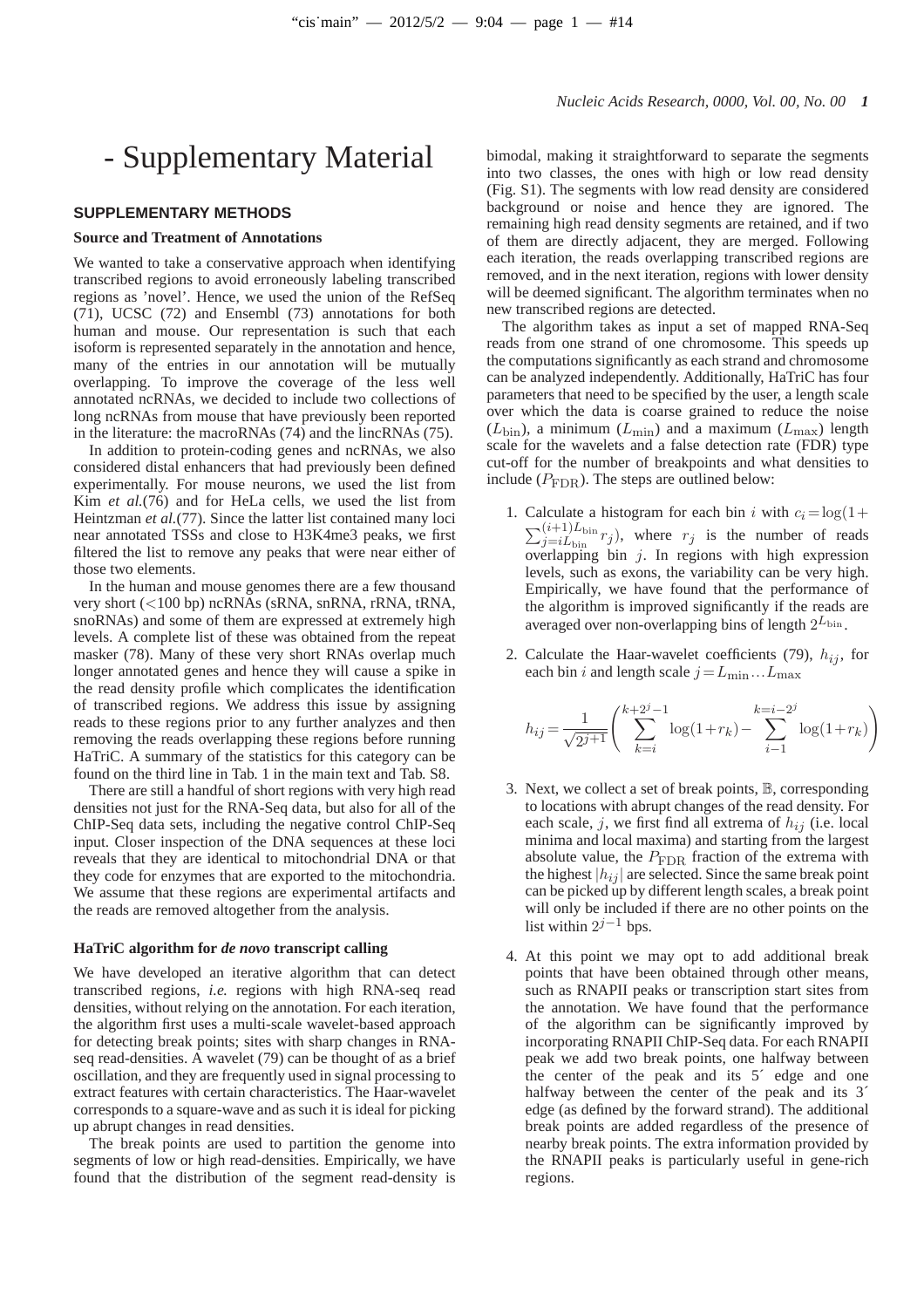# - Supplementary Material

## **SUPPLEMENTARY METHODS**

#### **Source and Treatment of Annotations**

We wanted to take a conservative approach when identifying transcribed regions to avoid erroneously labeling transcribed regions as 'novel'. Hence, we used the union of the RefSeq (71), UCSC (72) and Ensembl (73) annotations for both human and mouse. Our representation is such that each isoform is represented separately in the annotation and hence, many of the entries in our annotation will be mutually overlapping. To improve the coverage of the less well annotated ncRNAs, we decided to include two collections of long ncRNAs from mouse that have previously been reported in the literature: the macroRNAs (74) and the lincRNAs (75).

In addition to protein-coding genes and ncRNAs, we also considered distal enhancers that had previously been defined experimentally. For mouse neurons, we used the list from Kim *et al.*(76) and for HeLa cells, we used the list from Heintzman *et al.*(77). Since the latter list contained many loci near annotated TSSs and close to H3K4me3 peaks, we first filtered the list to remove any peaks that were near either of those two elements.

In the human and mouse genomes there are a few thousand very short (<100 bp) ncRNAs (sRNA, snRNA, rRNA, tRNA, snoRNAs) and some of them are expressed at extremely high levels. A complete list of these was obtained from the repeat masker (78). Many of these very short RNAs overlap much longer annotated genes and hence they will cause a spike in the read density profile which complicates the identification of transcribed regions. We address this issue by assigning reads to these regions prior to any further analyzes and then removing the reads overlapping these regions before running HaTriC. A summary of the statistics for this category can be found on the third line in Tab. 1 in the main text and Tab. S8.

There are still a handful of short regions with very high read densities not just for the RNA-Seq data, but also for all of the ChIP-Seq data sets, including the negative control ChIP-Seq input. Closer inspection of the DNA sequences at these loci reveals that they are identical to mitochondrial DNA or that they code for enzymes that are exported to the mitochondria. We assume that these regions are experimental artifacts and the reads are removed altogether from the analysis.

#### **HaTriC algorithm for** *de novo* **transcript calling**

We have developed an iterative algorithm that can detect transcribed regions, *i.e.* regions with high RNA-seq read densities, without relying on the annotation. For each iteration, the algorithm first uses a multi-scale wavelet-based approach for detecting break points; sites with sharp changes in RNAseq read-densities. A wavelet (79) can be thought of as a brief oscillation, and they are frequently used in signal processing to extract features with certain characteristics. The Haar-wavelet corresponds to a square-wave and as such it is ideal for picking up abrupt changes in read densities.

The break points are used to partition the genome into segments of low or high read-densities. Empirically, we have found that the distribution of the segment read-density is

bimodal, making it straightforward to separate the segments into two classes, the ones with high or low read density (Fig. S1). The segments with low read density are considered background or noise and hence they are ignored. The remaining high read density segments are retained, and if two of them are directly adjacent, they are merged. Following each iteration, the reads overlapping transcribed regions are removed, and in the next iteration, regions with lower density will be deemed significant. The algorithm terminates when no new transcribed regions are detected.

The algorithm takes as input a set of mapped RNA-Seq reads from one strand of one chromosome. This speeds up the computations significantly as each strand and chromosome can be analyzed independently. Additionally, HaTriC has four parameters that need to be specified by the user, a length scale over which the data is coarse grained to reduce the noise  $(L_{\text{bin}})$ , a minimum  $(L_{\text{min}})$  and a maximum  $(L_{\text{max}})$  length scale for the wavelets and a false detection rate (FDR) type cut-off for the number of breakpoints and what densities to include ( $P_{\text{FDR}}$ ). The steps are outlined below:

- 1. Calculate a histogram for each bin i with  $c_i = \log(1 + \frac{1}{2})$  $\sum_{j=i}^{(i+1)L_{\text{bin}}}\n_{j}$ , where  $r_j$  is the number of reads overlapping bin  $j$ . In regions with high expression levels, such as exons, the variability can be very high. Empirically, we have found that the performance of the algorithm is improved significantly if the reads are averaged over non-overlapping bins of length  $2^{L_{\rm bin}}$ .
- 2. Calculate the Haar-wavelet coefficients (79),  $h_{ij}$ , for each bin i and length scale  $j = L_{\text{min}} \dots L_{\text{max}}$

$$
h_{ij}\!=\!\frac{1}{\sqrt{2^{j+1}}}\!\left(\sum_{k=i}^{k+2^j-1}\!\log(1\!+\!r_k)-\sum_{i=1}^{k=i-2^j}\!\log(1\!+\!r_k)\right)
$$

- 3. Next, we collect a set of break points, B, corresponding to locations with abrupt changes of the read density. For each scale, j, we first find all extrema of  $h_{ij}$  (i.e. local minima and local maxima) and starting from the largest absolute value, the  $P_{\text{FDR}}$  fraction of the extrema with the highest  $|h_{ij}|$  are selected. Since the same break point can be picked up by different length scales, a break point will only be included if there are no other points on the list within  $2^{j-1}$  bps.
- 4. At this point we may opt to add additional break points that have been obtained through other means, such as RNAPII peaks or transcription start sites from the annotation. We have found that the performance of the algorithm can be significantly improved by incorporating RNAPII ChIP-Seq data. For each RNAPII peak we add two break points, one halfway between the center of the peak and its 5´ edge and one halfway between the center of the peak and its 3<sup>'</sup> edge (as defined by the forward strand). The additional break points are added regardless of the presence of nearby break points. The extra information provided by the RNAPII peaks is particularly useful in gene-rich regions.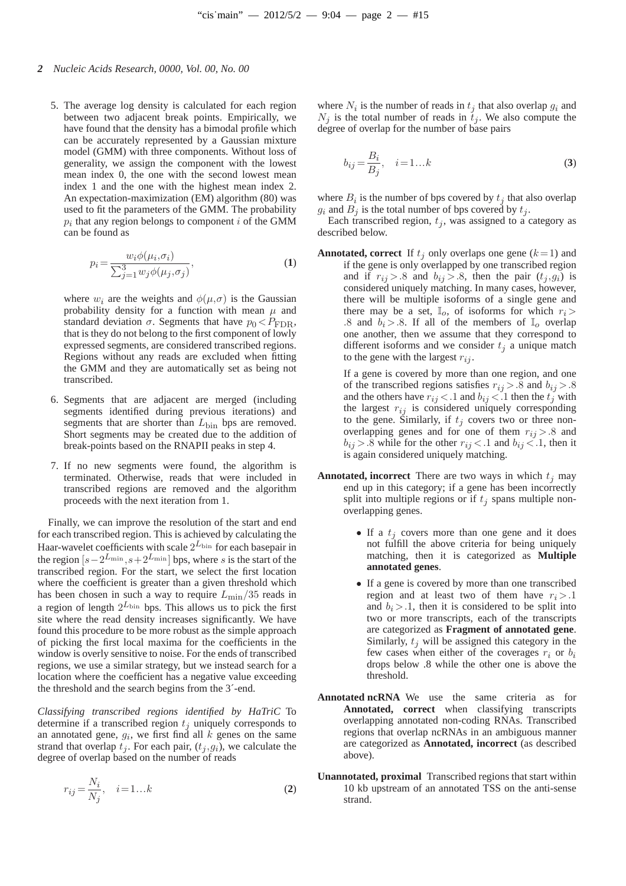5. The average log density is calculated for each region between two adjacent break points. Empirically, we have found that the density has a bimodal profile which can be accurately represented by a Gaussian mixture model (GMM) with three components. Without loss of generality, we assign the component with the lowest mean index 0, the one with the second lowest mean index 1 and the one with the highest mean index 2. An expectation-maximization (EM) algorithm (80) was used to fit the parameters of the GMM. The probability  $p_i$  that any region belongs to component  $i$  of the GMM can be found as

$$
p_i = \frac{w_i \phi(\mu_i, \sigma_i)}{\sum_{j=1}^3 w_j \phi(\mu_j, \sigma_j)},
$$
\n(1)

where  $w_i$  are the weights and  $\phi(\mu, \sigma)$  is the Gaussian probability density for a function with mean  $\mu$  and standard deviation  $\sigma$ . Segments that have  $p_0 < P_{\text{FDR}}$ , that is they do not belong to the first component of lowly expressed segments, are considered transcribed regions. Regions without any reads are excluded when fitting the GMM and they are automatically set as being not transcribed.

- 6. Segments that are adjacent are merged (including segments identified during previous iterations) and segments that are shorter than  $L_{\text{bin}}$  bps are removed. Short segments may be created due to the addition of break-points based on the RNAPII peaks in step 4.
- 7. If no new segments were found, the algorithm is terminated. Otherwise, reads that were included in transcribed regions are removed and the algorithm proceeds with the next iteration from 1.

Finally, we can improve the resolution of the start and end for each transcribed region. This is achieved by calculating the Haar-wavelet coefficients with scale  $2^{L_{\rm bin}}$  for each basepair in the region  $[s-2^{L_{\min}}, s+2^{L_{\min}}]$  bps, where s is the start of the transcribed region. For the start, we select the first location where the coefficient is greater than a given threshold which has been chosen in such a way to require  $L_{\text{min}}/35$  reads in a region of length  $2^{L_{\text{bin}}}$  bps. This allows us to pick the first site where the read density increases significantly. We have found this procedure to be more robust as the simple approach of picking the first local maxima for the coefficients in the window is overly sensitive to noise. For the ends of transcribed regions, we use a similar strategy, but we instead search for a location where the coefficient has a negative value exceeding the threshold and the search begins from the 3´-end.

*Classifying transcribed regions identified by HaTriC* To determine if a transcribed region  $t_i$  uniquely corresponds to an annotated gene,  $g_i$ , we first find all k genes on the same strand that overlap  $t_j$ . For each pair,  $(t_j, g_i)$ , we calculate the degree of overlap based on the number of reads

$$
r_{ij} = \frac{N_i}{N_j}, \quad i = 1...k
$$
 (2)

where  $N_i$  is the number of reads in  $t_j$  that also overlap  $g_i$  and  $N_j$  is the total number of reads in  $t_j$ . We also compute the degree of overlap for the number of base pairs

$$
b_{ij} = \frac{B_i}{B_j}, \quad i = 1...k
$$

where  $B_i$  is the number of bps covered by  $t_j$  that also overlap  $g_i$  and  $B_j$  is the total number of bps covered by  $t_j$ .

Each transcribed region,  $t_j$ , was assigned to a category as described below.

**Annotated, correct** If  $t_i$  only overlaps one gene  $(k=1)$  and if the gene is only overlapped by one transcribed region and if  $r_{ij} > .8$  and  $b_{ij} > .8$ , then the pair  $(t_j, g_i)$  is considered uniquely matching. In many cases, however, there will be multiple isoforms of a single gene and there may be a set,  $\mathbb{I}_o$ , of isoforms for which  $r_i$ .8 and  $b_i > .8$ . If all of the members of  $\mathbb{I}_o$  overlap one another, then we assume that they correspond to different isoforms and we consider  $t_i$  a unique match to the gene with the largest  $r_{ij}$ .

If a gene is covered by more than one region, and one of the transcribed regions satisfies  $r_{ij} > .8$  and  $b_{ij} > .8$ and the others have  $r_{ij} < 1$  and  $b_{ij} < 1$  then the  $t_j$  with the largest  $r_{ij}$  is considered uniquely corresponding to the gene. Similarly, if  $t_j$  covers two or three nonoverlapping genes and for one of them  $r_{ij} > .8$  and  $b_{ij} > .8$  while for the other  $r_{ij} < .1$  and  $b_{ij} < .1$ , then it is again considered uniquely matching.

- **Annotated, incorrect** There are two ways in which  $t_i$  may end up in this category; if a gene has been incorrectly split into multiple regions or if  $t_j$  spans multiple nonoverlapping genes.
	- If a  $t_i$  covers more than one gene and it does not fulfill the above criteria for being uniquely matching, then it is categorized as **Multiple annotated genes**.
	- If a gene is covered by more than one transcribed region and at least two of them have  $r_i > 1$ and  $b_i > 1$ , then it is considered to be split into two or more transcripts, each of the transcripts are categorized as **Fragment of annotated gene**. Similarly,  $t_j$  will be assigned this category in the few cases when either of the coverages  $r_i$  or  $b_i$ drops below .8 while the other one is above the threshold.
- **Annotated ncRNA** We use the same criteria as for **Annotated, correct** when classifying transcripts overlapping annotated non-coding RNAs. Transcribed regions that overlap ncRNAs in an ambiguous manner are categorized as **Annotated, incorrect** (as described above).
- **Unannotated, proximal** Transcribed regions that start within 10 kb upstream of an annotated TSS on the anti-sense strand.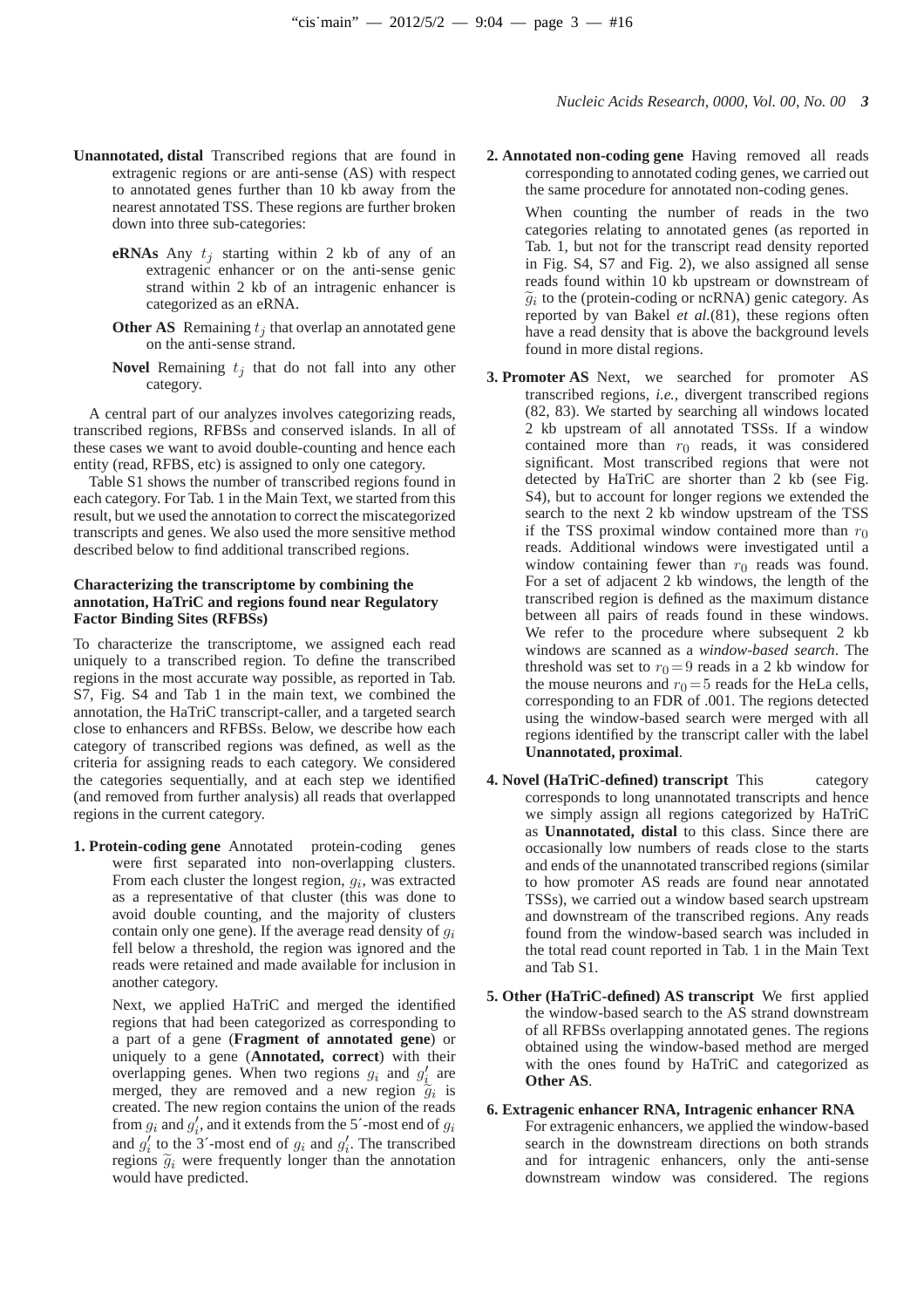- **Unannotated, distal** Transcribed regions that are found in extragenic regions or are anti-sense (AS) with respect to annotated genes further than 10 kb away from the nearest annotated TSS. These regions are further broken down into three sub-categories:
	- **eRNAs** Any  $t_j$  starting within 2 kb of any of an extragenic enhancer or on the anti-sense genic strand within 2 kb of an intragenic enhancer is categorized as an eRNA.
	- **Other AS** Remaining  $t_j$  that overlap an annotated gene on the anti-sense strand.
	- **Novel** Remaining  $t_j$  that do not fall into any other category.

A central part of our analyzes involves categorizing reads, transcribed regions, RFBSs and conserved islands. In all of these cases we want to avoid double-counting and hence each entity (read, RFBS, etc) is assigned to only one category.

Table S1 shows the number of transcribed regions found in each category. For Tab. 1 in the Main Text, we started from this result, but we used the annotation to correct the miscategorized transcripts and genes. We also used the more sensitive method described below to find additional transcribed regions.

## **Characterizing the transcriptome by combining the annotation, HaTriC and regions found near Regulatory Factor Binding Sites (RFBSs)**

To characterize the transcriptome, we assigned each read uniquely to a transcribed region. To define the transcribed regions in the most accurate way possible, as reported in Tab. S7, Fig. S4 and Tab 1 in the main text, we combined the annotation, the HaTriC transcript-caller, and a targeted search close to enhancers and RFBSs. Below, we describe how each category of transcribed regions was defined, as well as the criteria for assigning reads to each category. We considered the categories sequentially, and at each step we identified (and removed from further analysis) all reads that overlapped regions in the current category.

**1. Protein-coding gene** Annotated protein-coding genes were first separated into non-overlapping clusters. From each cluster the longest region,  $g_i$ , was extracted as a representative of that cluster (this was done to avoid double counting, and the majority of clusters contain only one gene). If the average read density of  $q_i$ fell below a threshold, the region was ignored and the reads were retained and made available for inclusion in another category.

Next, we applied HaTriC and merged the identified regions that had been categorized as corresponding to a part of a gene (**Fragment of annotated gene**) or uniquely to a gene (**Annotated, correct**) with their overlapping genes. When two regions  $g_i$  and  $g'_i$  $\int_{i}^{\prime}$  are merged, they are removed and a new region  $\tilde{g}_i$  is<br>created. The new region contains the union of the roads created. The new region contains the union of the reads from  $g_i$  and  $g'_i$  $i'$ , and it extends from the 5´-most end of  $g_i$ and  $g_i^{\prime}$  $g_i'$  to the 3´-most end of  $g_i$  and  $g_i'$  $\int_{i}$ . The transcribed regions  $\tilde{g}_i$  were frequently longer than the annotation would have predicted.

**2. Annotated non-coding gene** Having removed all reads corresponding to annotated coding genes, we carried out the same procedure for annotated non-coding genes.

When counting the number of reads in the two categories relating to annotated genes (as reported in Tab. 1, but not for the transcript read density reported in Fig. S4, S7 and Fig. 2), we also assigned all sense reads found within 10 kb upstream or downstream of  $\widetilde{g}_i$  to the (protein-coding or ncRNA) genic category. As reported by van Bakel *et al.*(81), these regions often have a read density that is above the background levels found in more distal regions.

- **3. Promoter AS** Next, we searched for promoter AS transcribed regions, *i.e.,* divergent transcribed regions (82, 83). We started by searching all windows located 2 kb upstream of all annotated TSSs. If a window contained more than  $r_0$  reads, it was considered significant. Most transcribed regions that were not detected by HaTriC are shorter than 2 kb (see Fig. S4), but to account for longer regions we extended the search to the next 2 kb window upstream of the TSS if the TSS proximal window contained more than  $r_0$ reads. Additional windows were investigated until a window containing fewer than  $r_0$  reads was found. For a set of adjacent 2 kb windows, the length of the transcribed region is defined as the maximum distance between all pairs of reads found in these windows. We refer to the procedure where subsequent 2 kb windows are scanned as a *window-based search*. The threshold was set to  $r_0 = 9$  reads in a 2 kb window for the mouse neurons and  $r_0 = 5$  reads for the HeLa cells, corresponding to an FDR of .001. The regions detected using the window-based search were merged with all regions identified by the transcript caller with the label **Unannotated, proximal**.
- **4. Novel (HaTriC-defined) transcript** This category corresponds to long unannotated transcripts and hence we simply assign all regions categorized by HaTriC as **Unannotated, distal** to this class. Since there are occasionally low numbers of reads close to the starts and ends of the unannotated transcribed regions (similar to how promoter AS reads are found near annotated TSSs), we carried out a window based search upstream and downstream of the transcribed regions. Any reads found from the window-based search was included in the total read count reported in Tab. 1 in the Main Text and Tab S1.
- **5. Other (HaTriC-defined) AS transcript** We first applied the window-based search to the AS strand downstream of all RFBSs overlapping annotated genes. The regions obtained using the window-based method are merged with the ones found by HaTriC and categorized as **Other AS**.
- **6. Extragenic enhancer RNA, Intragenic enhancer RNA** For extragenic enhancers, we applied the window-based search in the downstream directions on both strands and for intragenic enhancers, only the anti-sense downstream window was considered. The regions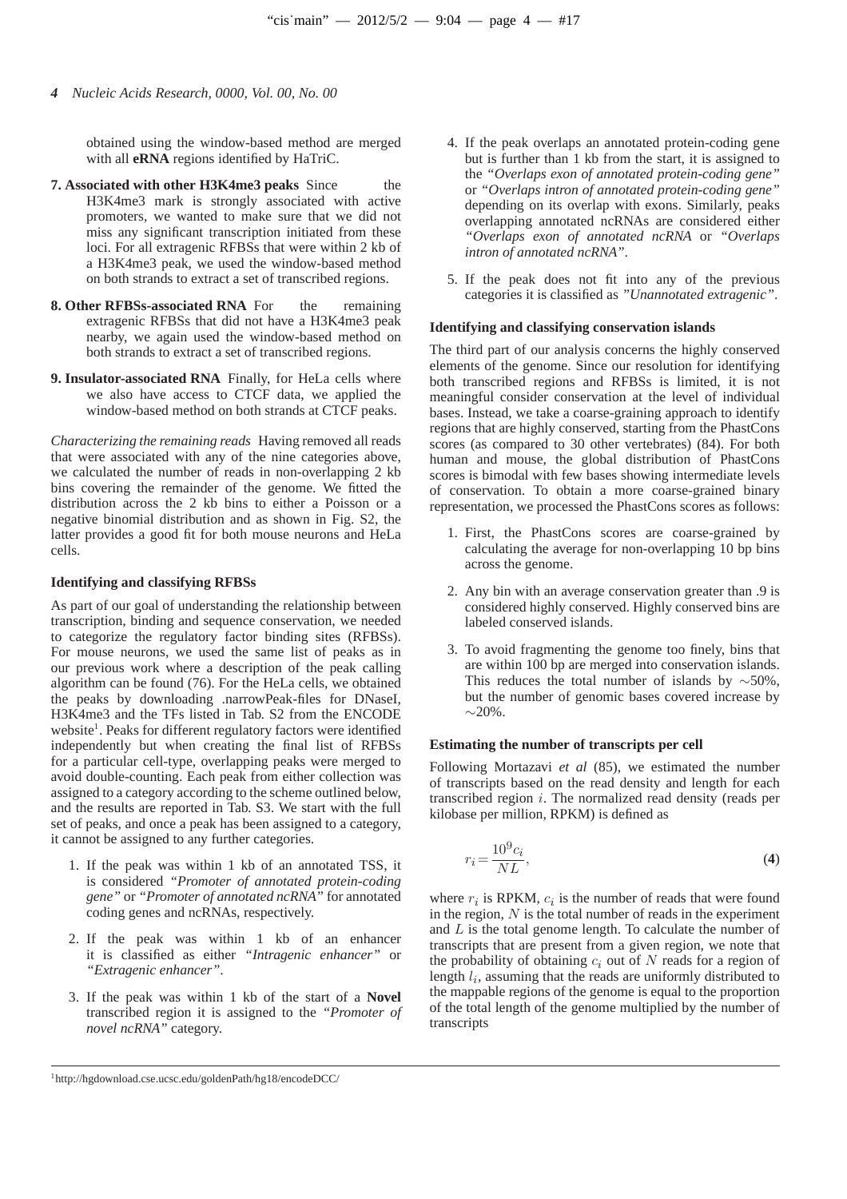obtained using the window-based method are merged with all **eRNA** regions identified by HaTriC.

- **7. Associated with other H3K4me3 peaks** Since the H3K4me3 mark is strongly associated with active promoters, we wanted to make sure that we did not miss any significant transcription initiated from these loci. For all extragenic RFBSs that were within 2 kb of a H3K4me3 peak, we used the window-based method on both strands to extract a set of transcribed regions.
- **8. Other RFBSs-associated RNA** For the remaining extragenic RFBSs that did not have a H3K4me3 peak nearby, we again used the window-based method on both strands to extract a set of transcribed regions.
- **9. Insulator-associated RNA** Finally, for HeLa cells where we also have access to CTCF data, we applied the window-based method on both strands at CTCF peaks.

*Characterizing the remaining reads* Having removed all reads that were associated with any of the nine categories above, we calculated the number of reads in non-overlapping 2 kb bins covering the remainder of the genome. We fitted the distribution across the 2 kb bins to either a Poisson or a negative binomial distribution and as shown in Fig. S2, the latter provides a good fit for both mouse neurons and HeLa cells.

#### **Identifying and classifying RFBSs**

As part of our goal of understanding the relationship between transcription, binding and sequence conservation, we needed to categorize the regulatory factor binding sites (RFBSs). For mouse neurons, we used the same list of peaks as in our previous work where a description of the peak calling algorithm can be found (76). For the HeLa cells, we obtained the peaks by downloading .narrowPeak-files for DNaseI, H3K4me3 and the TFs listed in Tab. S2 from the ENCODE website<sup>1</sup>. Peaks for different regulatory factors were identified independently but when creating the final list of RFBSs for a particular cell-type, overlapping peaks were merged to avoid double-counting. Each peak from either collection was assigned to a category according to the scheme outlined below, and the results are reported in Tab. S3. We start with the full set of peaks, and once a peak has been assigned to a category, it cannot be assigned to any further categories.

- 1. If the peak was within 1 kb of an annotated TSS, it is considered *"Promoter of annotated protein-coding gene"* or *"Promoter of annotated ncRNA"* for annotated coding genes and ncRNAs, respectively.
- 2. If the peak was within 1 kb of an enhancer it is classified as either *"Intragenic enhancer"* or *"Extragenic enhancer"*.
- 3. If the peak was within 1 kb of the start of a **Novel** transcribed region it is assigned to the *"Promoter of novel ncRNA"* category.
- 4. If the peak overlaps an annotated protein-coding gene but is further than 1 kb from the start, it is assigned to the *"Overlaps exon of annotated protein-coding gene"* or *"Overlaps intron of annotated protein-coding gene"* depending on its overlap with exons. Similarly, peaks overlapping annotated ncRNAs are considered either *"Overlaps exon of annotated ncRNA* or *"Overlaps intron of annotated ncRNA"*.
- 5. If the peak does not fit into any of the previous categories it is classified as *"Unannotated extragenic"*.

#### **Identifying and classifying conservation islands**

The third part of our analysis concerns the highly conserved elements of the genome. Since our resolution for identifying both transcribed regions and RFBSs is limited, it is not meaningful consider conservation at the level of individual bases. Instead, we take a coarse-graining approach to identify regions that are highly conserved, starting from the PhastCons scores (as compared to 30 other vertebrates) (84). For both human and mouse, the global distribution of PhastCons scores is bimodal with few bases showing intermediate levels of conservation. To obtain a more coarse-grained binary representation, we processed the PhastCons scores as follows:

- 1. First, the PhastCons scores are coarse-grained by calculating the average for non-overlapping 10 bp bins across the genome.
- 2. Any bin with an average conservation greater than .9 is considered highly conserved. Highly conserved bins are labeled conserved islands.
- 3. To avoid fragmenting the genome too finely, bins that are within 100 bp are merged into conservation islands. This reduces the total number of islands by  $~\sim 50\%$ , but the number of genomic bases covered increase by  $~10\%$ .

## **Estimating the number of transcripts per cell**

Following Mortazavi *et al* (85), we estimated the number of transcripts based on the read density and length for each transcribed region i. The normalized read density (reads per kilobase per million, RPKM) is defined as

$$
r_i = \frac{10^9 c_i}{NL},\tag{4}
$$

where  $r_i$  is RPKM,  $c_i$  is the number of reads that were found in the region,  $N$  is the total number of reads in the experiment and  $L$  is the total genome length. To calculate the number of transcripts that are present from a given region, we note that the probability of obtaining  $c_i$  out of N reads for a region of length  $l_i$ , assuming that the reads are uniformly distributed to the mappable regions of the genome is equal to the proportion of the total length of the genome multiplied by the number of transcripts

<sup>1</sup>http://hgdownload.cse.ucsc.edu/goldenPath/hg18/encodeDCC/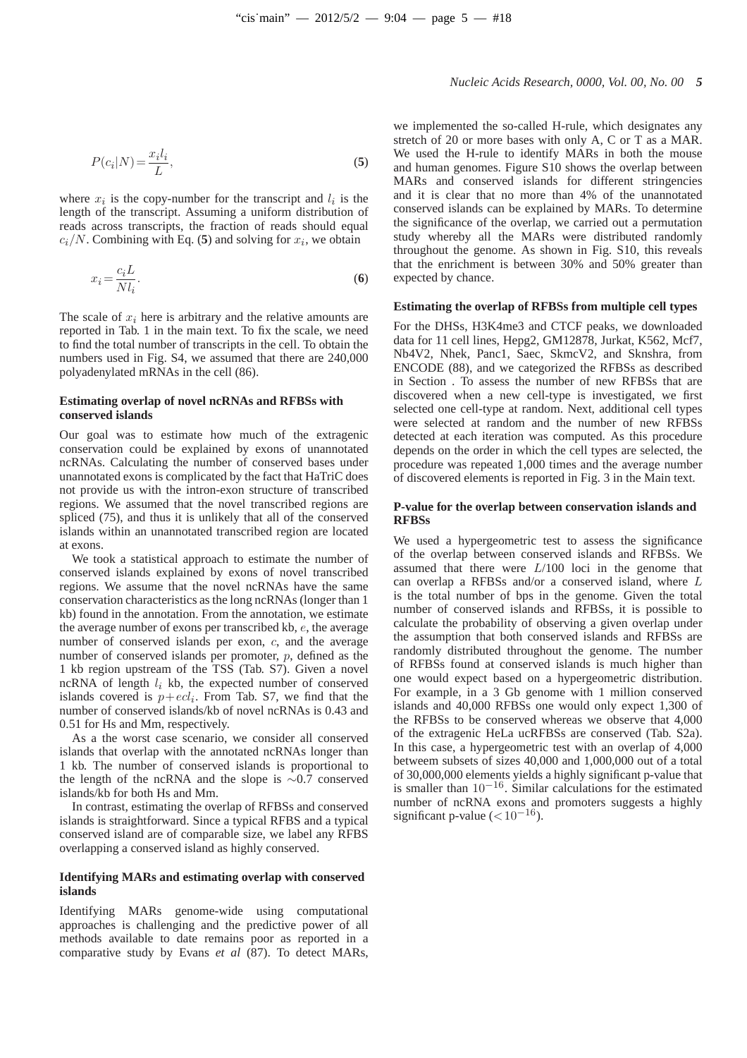$$
P(c_i|N) = \frac{x_i l_i}{L},\tag{5}
$$

where  $x_i$  is the copy-number for the transcript and  $l_i$  is the length of the transcript. Assuming a uniform distribution of reads across transcripts, the fraction of reads should equal  $c_i/N$ . Combining with Eq. (5) and solving for  $x_i$ , we obtain

$$
x_i = \frac{c_i L}{N l_i}.\tag{6}
$$

The scale of  $x_i$  here is arbitrary and the relative amounts are reported in Tab. 1 in the main text. To fix the scale, we need to find the total number of transcripts in the cell. To obtain the numbers used in Fig. S4, we assumed that there are 240,000 polyadenylated mRNAs in the cell (86).

#### **Estimating overlap of novel ncRNAs and RFBSs with conserved islands**

Our goal was to estimate how much of the extragenic conservation could be explained by exons of unannotated ncRNAs. Calculating the number of conserved bases under unannotated exons is complicated by the fact that HaTriC does not provide us with the intron-exon structure of transcribed regions. We assumed that the novel transcribed regions are spliced (75), and thus it is unlikely that all of the conserved islands within an unannotated transcribed region are located at exons.

We took a statistical approach to estimate the number of conserved islands explained by exons of novel transcribed regions. We assume that the novel ncRNAs have the same conservation characteristics as the long ncRNAs (longer than 1 kb) found in the annotation. From the annotation, we estimate the average number of exons per transcribed kb, e, the average number of conserved islands per exon, c, and the average number of conserved islands per promoter, p, defined as the 1 kb region upstream of the TSS (Tab. S7). Given a novel ncRNA of length  $l_i$  kb, the expected number of conserved islands covered is  $p + ecl_i$ . From Tab. S7, we find that the number of conserved islands/kb of novel ncRNAs is 0.43 and 0.51 for Hs and Mm, respectively.

As a the worst case scenario, we consider all conserved islands that overlap with the annotated ncRNAs longer than 1 kb. The number of conserved islands is proportional to the length of the ncRNA and the slope is ∼0.7 conserved islands/kb for both Hs and Mm.

In contrast, estimating the overlap of RFBSs and conserved islands is straightforward. Since a typical RFBS and a typical conserved island are of comparable size, we label any RFBS overlapping a conserved island as highly conserved.

## **Identifying MARs and estimating overlap with conserved islands**

Identifying MARs genome-wide using computational approaches is challenging and the predictive power of all methods available to date remains poor as reported in a comparative study by Evans *et al* (87). To detect MARs,

we implemented the so-called H-rule, which designates any stretch of 20 or more bases with only A, C or T as a MAR. We used the H-rule to identify MARs in both the mouse and human genomes. Figure S10 shows the overlap between MARs and conserved islands for different stringencies and it is clear that no more than 4% of the unannotated conserved islands can be explained by MARs. To determine the significance of the overlap, we carried out a permutation study whereby all the MARs were distributed randomly throughout the genome. As shown in Fig. S10, this reveals that the enrichment is between 30% and 50% greater than expected by chance.

#### **Estimating the overlap of RFBSs from multiple cell types**

For the DHSs, H3K4me3 and CTCF peaks, we downloaded data for 11 cell lines, Hepg2, GM12878, Jurkat, K562, Mcf7, Nb4V2, Nhek, Panc1, Saec, SkmcV2, and Sknshra, from ENCODE (88), and we categorized the RFBSs as described in Section . To assess the number of new RFBSs that are discovered when a new cell-type is investigated, we first selected one cell-type at random. Next, additional cell types were selected at random and the number of new RFBSs detected at each iteration was computed. As this procedure depends on the order in which the cell types are selected, the procedure was repeated 1,000 times and the average number of discovered elements is reported in Fig. 3 in the Main text.

#### **P-value for the overlap between conservation islands and RFBSs**

We used a hypergeometric test to assess the significance of the overlap between conserved islands and RFBSs. We assumed that there were L/100 loci in the genome that can overlap a RFBSs and/or a conserved island, where L is the total number of bps in the genome. Given the total number of conserved islands and RFBSs, it is possible to calculate the probability of observing a given overlap under the assumption that both conserved islands and RFBSs are randomly distributed throughout the genome. The number of RFBSs found at conserved islands is much higher than one would expect based on a hypergeometric distribution. For example, in a 3 Gb genome with 1 million conserved islands and 40,000 RFBSs one would only expect 1,300 of the RFBSs to be conserved whereas we observe that 4,000 of the extragenic HeLa ucRFBSs are conserved (Tab. S2a). In this case, a hypergeometric test with an overlap of 4,000 betweem subsets of sizes 40,000 and 1,000,000 out of a total of 30,000,000 elements yields a highly significant p-value that is smaller than  $10^{-16}$ . Similar calculations for the estimated number of ncRNA exons and promoters suggests a highly significant p-value  $(<10^{-16})$ .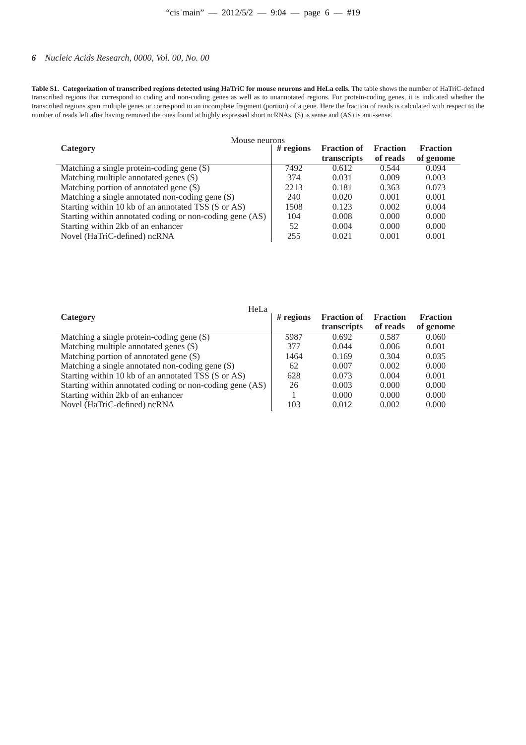**Table S1. Categorization of transcribed regions detected using HaTriC for mouse neurons and HeLa cells.** The table shows the number of HaTriC-defined transcribed regions that correspond to coding and non-coding genes as well as to unannotated regions. For protein-coding genes, it is indicated whether the transcribed regions span multiple genes or correspond to an incomplete fragment (portion) of a gene. Here the fraction of reads is calculated with respect to the number of reads left after having removed the ones found at highly expressed short ncRNAs, (S) is sense and (AS) is anti-sense.

| Mouse neurons                                            |             |                    |                 |                 |  |
|----------------------------------------------------------|-------------|--------------------|-----------------|-----------------|--|
| Category                                                 | $#$ regions | <b>Fraction of</b> | <b>Fraction</b> | <b>Fraction</b> |  |
|                                                          |             | transcripts        | of reads        | of genome       |  |
| Matching a single protein-coding gene (S)                | 7492        | 0.612              | 0.544           | 0.094           |  |
| Matching multiple annotated genes (S)                    | 374         | 0.031              | 0.009           | 0.003           |  |
| Matching portion of annotated gene (S)                   | 2213        | 0.181              | 0.363           | 0.073           |  |
| Matching a single annotated non-coding gene (S)          | 240         | 0.020              | 0.001           | 0.001           |  |
| Starting within 10 kb of an annotated TSS (S or AS)      | 1508        | 0.123              | 0.002           | 0.004           |  |
| Starting within annotated coding or non-coding gene (AS) | 104         | 0.008              | 0.000           | 0.000           |  |
| Starting within 2kb of an enhancer                       | 52          | 0.004              | 0.000           | 0.000           |  |
| Novel (HaTriC-defined) ncRNA                             | 255         | 0.021              | 0.001           | 0.001           |  |

| HeLa                                                     |             |                    |                 |                 |
|----------------------------------------------------------|-------------|--------------------|-----------------|-----------------|
| Category                                                 | $#$ regions | <b>Fraction of</b> | <b>Fraction</b> | <b>Fraction</b> |
|                                                          |             | transcripts        | of reads        | of genome       |
| Matching a single protein-coding gene (S)                | 5987        | 0.692              | 0.587           | 0.060           |
| Matching multiple annotated genes (S)                    | 377         | 0.044              | 0.006           | 0.001           |
| Matching portion of annotated gene (S)                   | 1464        | 0.169              | 0.304           | 0.035           |
| Matching a single annotated non-coding gene (S)          | 62          | 0.007              | 0.002           | 0.000           |
| Starting within 10 kb of an annotated TSS (S or AS)      | 628         | 0.073              | 0.004           | 0.001           |
| Starting within annotated coding or non-coding gene (AS) | 26          | 0.003              | 0.000           | 0.000           |
| Starting within 2kb of an enhancer                       |             | 0.000              | 0.000           | 0.000           |
| Novel (HaTriC-defined) ncRNA                             | 103         | 0.012              | 0.002           | 0.000           |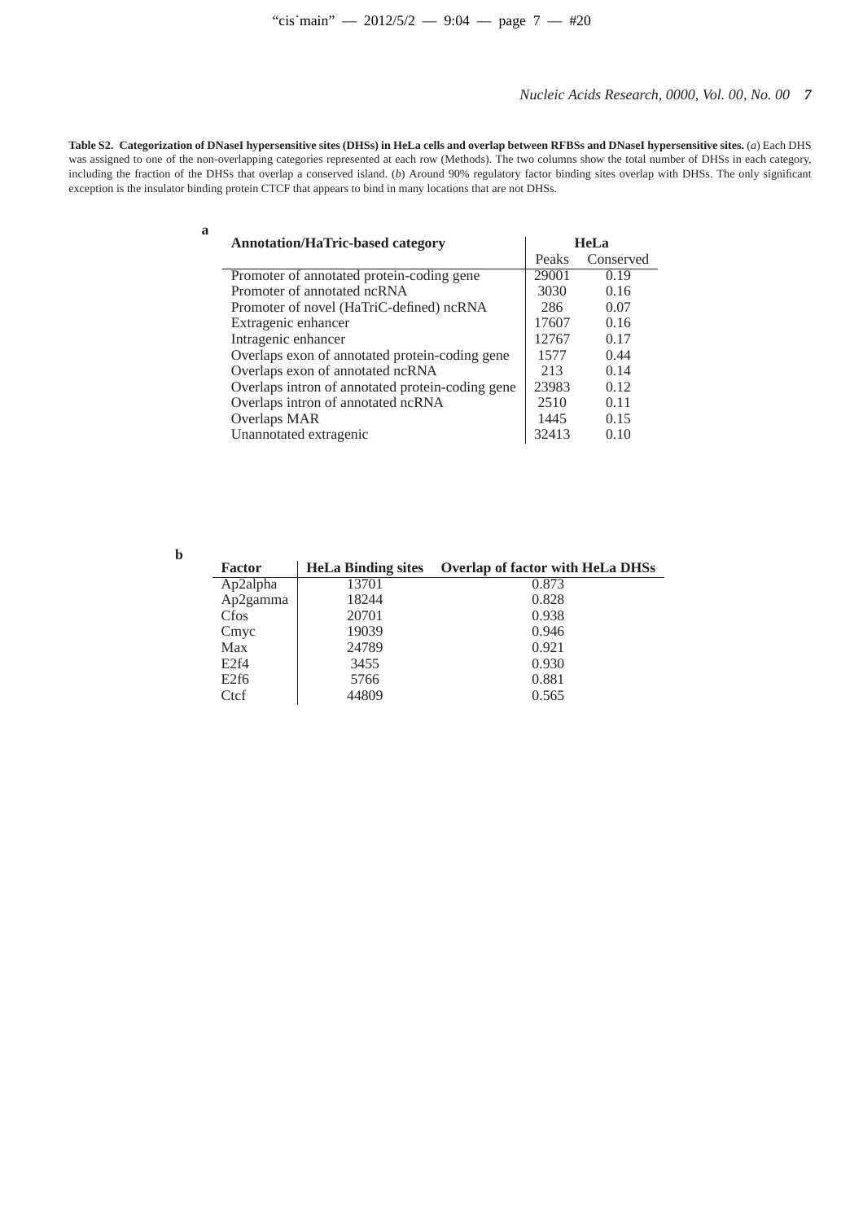**Table S2. Categorization of DNaseI hypersensitive sites (DHSs) in HeLa cells and overlap between RFBSs and DNaseI hypersensitive sites.** (*a*) Each DHS was assigned to one of the non-overlapping categories represented at each row (Methods). The two columns show the total number of DHSs in each category, including the fraction of the DHSs that overlap a conserved island. (*b*) Around 90% regulatory factor binding sites overlap with DHSs. The only significant exception is the insulator binding protein CTCF that appears to bind in many locations that are not DHSs.

| ٦   |  |
|-----|--|
| - - |  |

| <b>Annotation/HaTric-based category</b>          | HeLa  |           |
|--------------------------------------------------|-------|-----------|
|                                                  | Peaks | Conserved |
| Promoter of annotated protein-coding gene        | 29001 | 0.19      |
| Promoter of annotated ncRNA                      | 3030  | 0.16      |
| Promoter of novel (HaTriC-defined) ncRNA         | 286   | 0.07      |
| Extragenic enhancer                              | 17607 | 0.16      |
| Intragenic enhancer                              | 12767 | 0.17      |
| Overlaps exon of annotated protein-coding gene   | 1577  | 0.44      |
| Overlaps exon of annotated ncRNA                 | 213   | 0.14      |
| Overlaps intron of annotated protein-coding gene | 23983 | 0.12      |
| Overlaps intron of annotated ncRNA               | 2510  | 0.11      |
| Overlaps MAR                                     | 1445  | 0.15      |
| Unannotated extragenic                           | 32413 | 0.10      |

**b**

| <b>Factor</b>    | <b>HeLa Binding sites</b> | <b>Overlap of factor with HeLa DHSs</b> |
|------------------|---------------------------|-----------------------------------------|
| Ap2alpha         | 13701                     | 0.873                                   |
| Ap2gamma         | 18244                     | 0.828                                   |
| Cfos             | 20701                     | 0.938                                   |
| Cmyc             | 19039                     | 0.946                                   |
| Max              | 24789                     | 0.921                                   |
| E2f4             | 3455                      | 0.930                                   |
| E <sub>2f6</sub> | 5766                      | 0.881                                   |
| Ctcf             | 44809                     | 0.565                                   |
|                  |                           |                                         |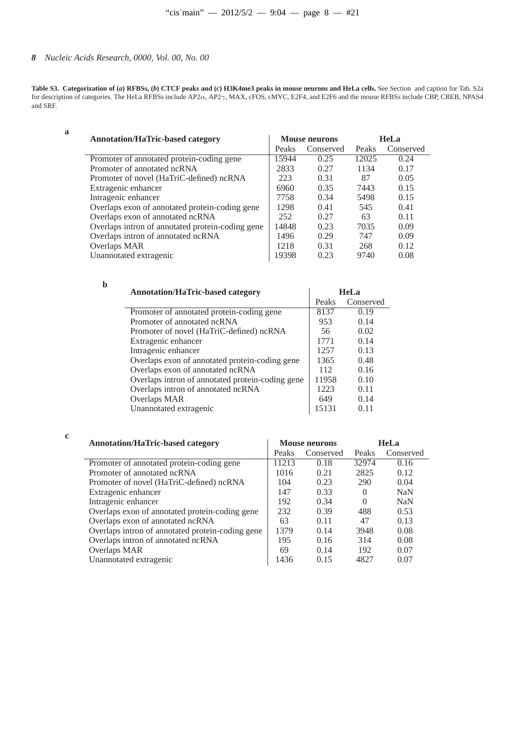**a**

**Table S3. Categorization of (***a***) RFBSs, (***b***) CTCF peaks and (***c***) H3K4me3 peaks in mouse neurons and HeLa cells.** See Section and caption for Tab. S2a for description of categories. The HeLa RFBSs include AP2α, AP2γ, MAX, cFOS, cMYC, E2F4, and E2F6 and the mouse RFBSs include CBP, CREB, NPAS4 and SRF.

| <b>Annotation/HaTric-based category</b>          | <b>Mouse neurons</b> |           | <b>HeLa</b> |           |
|--------------------------------------------------|----------------------|-----------|-------------|-----------|
|                                                  | Peaks                | Conserved | Peaks       | Conserved |
| Promoter of annotated protein-coding gene        | 15944                | 0.25      | 12025       | 0.24      |
| Promoter of annotated ncRNA                      | 2833                 | 0.27      | 1134        | 0.17      |
| Promoter of novel (HaTriC-defined) ncRNA         | 223                  | 0.31      | 87          | 0.05      |
| Extragenic enhancer                              | 6960                 | 0.35      | 7443        | 0.15      |
| Intragenic enhancer                              | 7758                 | 0.34      | 5498        | 0.15      |
| Overlaps exon of annotated protein-coding gene   | 1298                 | 0.41      | 545         | 0.41      |
| Overlaps exon of annotated ncRNA                 | 252                  | 0.27      | 63          | 0.11      |
| Overlaps intron of annotated protein-coding gene | 14848                | 0.23      | 7035        | 0.09      |
| Overlaps intron of annotated ncRNA               | 1496                 | 0.29      | 747         | 0.09      |
| Overlaps MAR                                     | 1218                 | 0.31      | 268         | 0.12      |
| Unannotated extragenic                           | 19398                | 0.23      | 9740        | 0.08      |

| <b>Annotation/HaTric-based category</b>          |       | <b>HeLa</b> |
|--------------------------------------------------|-------|-------------|
|                                                  | Peaks | Conserved   |
| Promoter of annotated protein-coding gene        | 8137  | 0.19        |
| Promoter of annotated ncRNA                      | 953   | 0.14        |
| Promoter of novel (HaTriC-defined) ncRNA         | 56    | 0.02        |
| Extragenic enhancer                              | 1771  | 0.14        |
| Intragenic enhancer                              | 12.57 | 0.13        |
| Overlaps exon of annotated protein-coding gene   | 1365  | 0.48        |
| Overlaps exon of annotated ncRNA                 | 112   | 0.16        |
| Overlaps intron of annotated protein-coding gene | 11958 | 0.10        |
| Overlaps intron of annotated ncRNA               | 1223  | 0.11        |
| Overlaps MAR                                     | 649   | 0.14        |
| Unannotated extragenic                           | 15131 |             |

| c |                                                  |       |                      |                  |             |  |
|---|--------------------------------------------------|-------|----------------------|------------------|-------------|--|
|   | <b>Annotation/HaTric-based category</b>          |       | <b>Mouse neurons</b> |                  | <b>HeLa</b> |  |
|   |                                                  | Peaks | Conserved            | Peaks            | Conserved   |  |
|   | Promoter of annotated protein-coding gene        | 11213 | 0.18                 | 32974            | 0.16        |  |
|   | Promoter of annotated ncRNA                      | 1016  | 0.21                 | 2825             | 0.12        |  |
|   | Promoter of novel (HaTriC-defined) ncRNA         | 104   | 0.23                 | 290              | 0.04        |  |
|   | Extragenic enhancer                              | 147   | 0.33                 | $\left( \right)$ | <b>NaN</b>  |  |
|   | Intragenic enhancer                              | 192   | 0.34                 |                  | <b>NaN</b>  |  |
|   | Overlaps exon of annotated protein-coding gene   | 232   | 0.39                 | 488              | 0.53        |  |
|   | Overlaps exon of annotated ncRNA                 | 63    | 0.11                 | 47               | 0.13        |  |
|   | Overlaps intron of annotated protein-coding gene | 1379  | 0.14                 | 3948             | 0.08        |  |
|   | Overlaps intron of annotated ncRNA               | 195   | 0.16                 | 314              | 0.08        |  |
|   | Overlaps MAR                                     | 69    | 0.14                 | 192              | 0.07        |  |
|   | Unannotated extragenic                           | 1436  | 0.15                 | 4827             | 0.07        |  |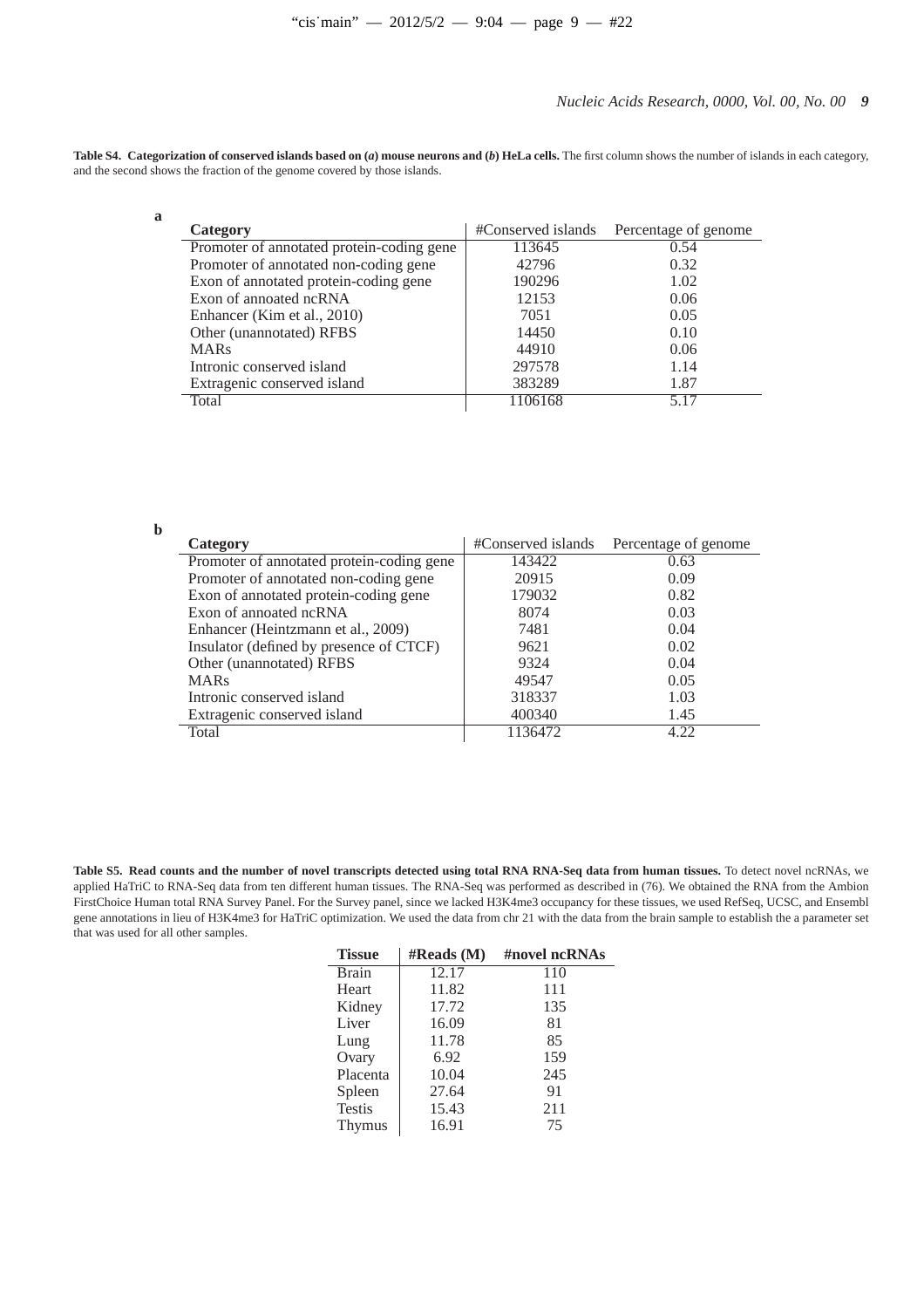**Table S4. Categorization of conserved islands based on (***a***) mouse neurons and (***b***) HeLa cells.** The first column shows the number of islands in each category, and the second shows the fraction of the genome covered by those islands.

| $\mathbf{a}$ |                                           |                    |                      |
|--------------|-------------------------------------------|--------------------|----------------------|
|              | Category                                  | #Conserved islands | Percentage of genome |
|              | Promoter of annotated protein-coding gene | 113645             | 0.54                 |
|              | Promoter of annotated non-coding gene     | 42796              | 0.32                 |
|              | Exon of annotated protein-coding gene     | 190296             | 1.02                 |
|              | Exon of annoated ncRNA                    | 12153              | 0.06                 |
|              | Enhancer (Kim et al., 2010)               | 7051               | 0.05                 |
|              | Other (unannotated) RFBS                  | 14450              | 0.10                 |
|              | <b>MARs</b>                               | 44910              | 0.06                 |
|              | Intronic conserved island                 | 297578             | 1.14                 |
|              | Extragenic conserved island               | 383289             | 1.87                 |
|              | Total                                     | 1106168            | 517                  |

| Category                                  | #Conserved islands | Percentage of genome |
|-------------------------------------------|--------------------|----------------------|
| Promoter of annotated protein-coding gene | 143422             | 0.63                 |
| Promoter of annotated non-coding gene     | 20915              | 0.09                 |
| Exon of annotated protein-coding gene     | 179032             | 0.82                 |
| Exon of annoated ncRNA                    | 8074               | 0.03                 |
| Enhancer (Heintzmann et al., 2009)        | 7481               | 0.04                 |
| Insulator (defined by presence of CTCF)   | 9621               | 0.02                 |
| Other (unannotated) RFBS                  | 9324               | 0.04                 |
| <b>MARs</b>                               | 49547              | 0.05                 |
| Intronic conserved island                 | 318337             | 1.03                 |
| Extragenic conserved island               | 400340             | 1.45                 |
| Total                                     | 1136472            | 4.22                 |

**b**

**Table S5. Read counts and the number of novel transcripts detected using total RNA RNA-Seq data from human tissues.** To detect novel ncRNAs, we applied HaTriC to RNA-Seq data from ten different human tissues. The RNA-Seq was performed as described in (76). We obtained the RNA from the Ambion FirstChoice Human total RNA Survey Panel. For the Survey panel, since we lacked H3K4me3 occupancy for these tissues, we used RefSeq, UCSC, and Ensembl gene annotations in lieu of H3K4me3 for HaTriC optimization. We used the data from chr 21 with the data from the brain sample to establish the a parameter set that was used for all other samples.

| <b>Tissue</b> | #Reads(M) | #novel ncRNAs |
|---------------|-----------|---------------|
| <b>Brain</b>  | 12.17     | 110           |
| Heart         | 11.82     | 111           |
| Kidney        | 17.72     | 135           |
| Liver         | 16.09     | 81            |
| Lung          | 11.78     | 85            |
| Ovary         | 6.92      | 159           |
| Placenta      | 10.04     | 245           |
| Spleen        | 27.64     | 91            |
| <b>Testis</b> | 15.43     | 211           |
| Thymus        | 16.91     | 75            |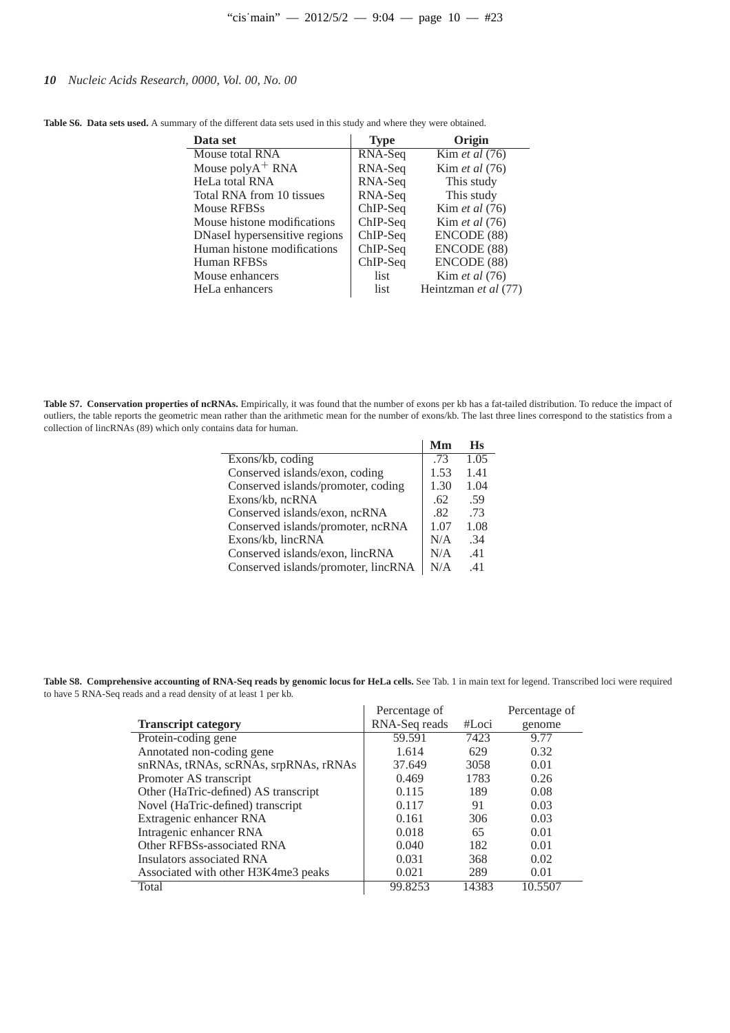| Data set                      | <b>Type</b> | Origin                |
|-------------------------------|-------------|-----------------------|
| Mouse total RNA               | RNA-Seq     | Kim <i>et al</i> (76) |
| Mouse $polyA^+$ RNA           | RNA-Seq     | Kim <i>et al</i> (76) |
| <b>HeLa</b> total RNA         | RNA-Seq     | This study            |
| Total RNA from 10 tissues     | RNA-Seq     | This study            |
| <b>Mouse RFBSs</b>            | ChIP-Seq    | Kim <i>et al</i> (76) |
| Mouse histone modifications   | ChIP-Seq    | Kim <i>et al</i> (76) |
| DNaseI hypersensitive regions | ChIP-Seq    | ENCODE (88)           |
| Human histone modifications   | ChIP-Seq    | ENCODE (88)           |
| <b>Human RFBSs</b>            | ChIP-Seq    | ENCODE (88)           |
| Mouse enhancers               | list        | Kim <i>et al</i> (76) |
| HeLa enhancers                | list        | Heintzman et al (77)  |

**Table S6. Data sets used.** A summary of the different data sets used in this study and where they were obtained.

 $\overline{a}$ 

Table S7. Conservation properties of ncRNAs. Empirically, it was found that the number of exons per kb has a fat-tailed distribution. To reduce the impact of outliers, the table reports the geometric mean rather than the arithmetic mean for the number of exons/kb. The last three lines correspond to the statistics from a collection of lincRNAs (89) which only contains data for human.

|                                     | Mm   | Hs   |  |
|-------------------------------------|------|------|--|
| Exons/kb, coding                    | .73  | 1.05 |  |
| Conserved islands/exon, coding      | 1.53 | 1.41 |  |
| Conserved islands/promoter, coding  | 1.30 | 1.04 |  |
| Exons/kb, ncRNA                     | .62  | .59  |  |
| Conserved islands/exon, ncRNA       | .82  | .73  |  |
| Conserved islands/promoter, ncRNA   | 1.07 | 1.08 |  |
| Exons/kb, lincRNA                   | N/A  | .34  |  |
| Conserved islands/exon, lincRNA     | N/A  | .41  |  |
| Conserved islands/promoter, lincRNA | N/A  | .41  |  |
|                                     |      |      |  |

**Table S8. Comprehensive accounting of RNA-Seq reads by genomic locus for HeLa cells.** See Tab. 1 in main text for legend. Transcribed loci were required to have 5 RNA-Seq reads and a read density of at least 1 per kb.

|                                       | Percentage of |       | Percentage of |
|---------------------------------------|---------------|-------|---------------|
| <b>Transcript category</b>            | RNA-Seq reads | #Loci | genome        |
| Protein-coding gene                   | 59.591        | 7423  | 9.77          |
| Annotated non-coding gene             | 1.614         | 629   | 0.32          |
| snRNAs, tRNAs, scRNAs, srpRNAs, rRNAs | 37.649        | 3058  | 0.01          |
| Promoter AS transcript                | 0.469         | 1783  | 0.26          |
| Other (HaTric-defined) AS transcript  | 0.115         | 189   | 0.08          |
| Novel (HaTric-defined) transcript     | 0.117         | 91    | 0.03          |
| Extragenic enhancer RNA               | 0.161         | 306   | 0.03          |
| Intragenic enhancer RNA               | 0.018         | 65    | 0.01          |
| Other RFBSs-associated RNA            | 0.040         | 182   | 0.01          |
| Insulators associated RNA             | 0.031         | 368   | 0.02          |
| Associated with other H3K4me3 peaks   | 0.021         | 289   | 0.01          |
| Total                                 | 99.8253       | 14383 | 10.5507       |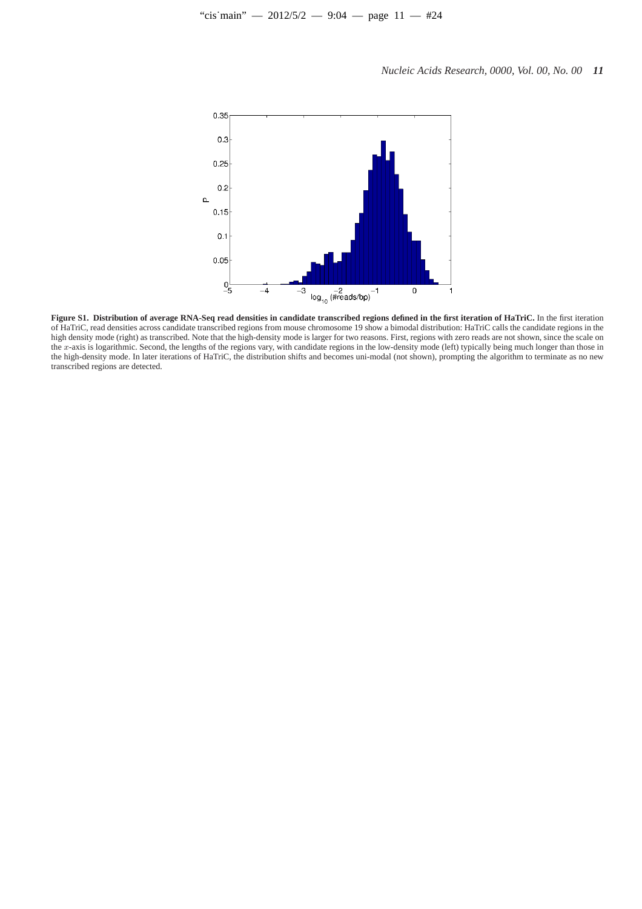

**Figure S1. Distribution of average RNA-Seq read densities in candidate transcribed regions defined in the first iteration of HaTriC.** In the first iteration of HaTriC, read densities across candidate transcribed regions from mouse chromosome 19 show a bimodal distribution: HaTriC calls the candidate regions in the high density mode (right) as transcribed. Note that the high-density mode is larger for two reasons. First, regions with zero reads are not shown, since the scale on the x-axis is logarithmic. Second, the lengths of the regions vary, with candidate regions in the low-density mode (left) typically being much longer than those in the high-density mode. In later iterations of HaTriC, the distribution shifts and becomes uni-modal (not shown), prompting the algorithm to terminate as no new transcribed regions are detected.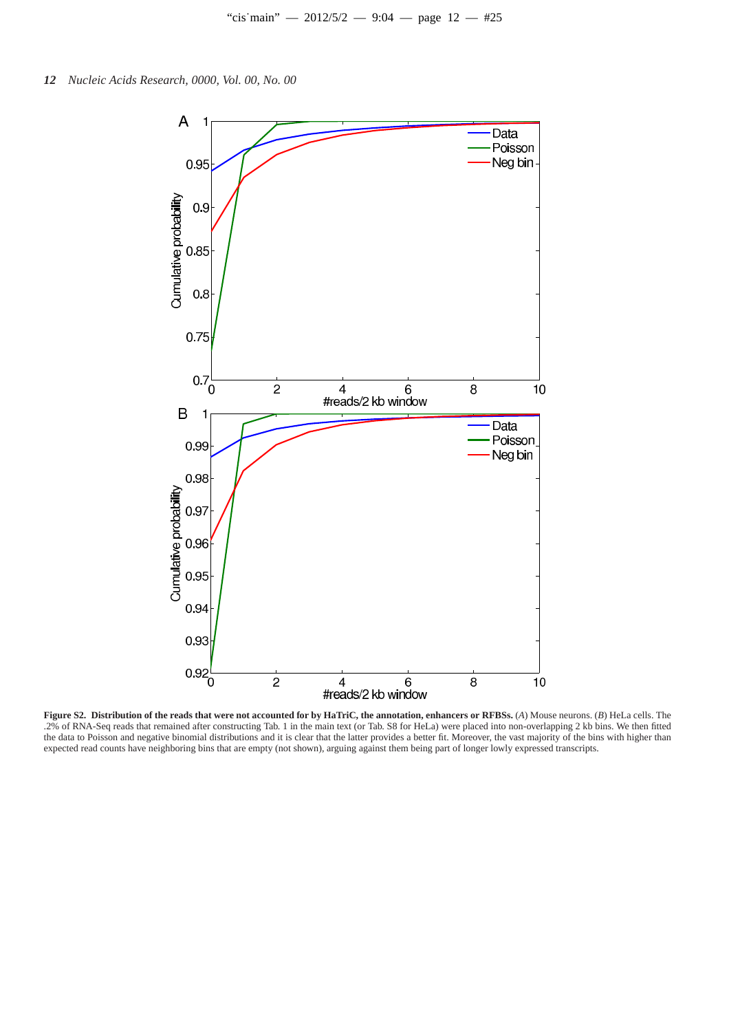

**Figure S2. Distribution of the reads that were not accounted for by HaTriC, the annotation, enhancers or RFBSs.** (*A*) Mouse neurons. (*B*) HeLa cells. The .2% of RNA-Seq reads that remained after constructing Tab. 1 in the main text (or Tab. S8 for HeLa) were placed into non-overlapping 2 kb bins. We then fitted the data to Poisson and negative binomial distributions and it is clear that the latter provides a better fit. Moreover, the vast majority of the bins with higher than expected read counts have neighboring bins that are empty (not shown), arguing against them being part of longer lowly expressed transcripts.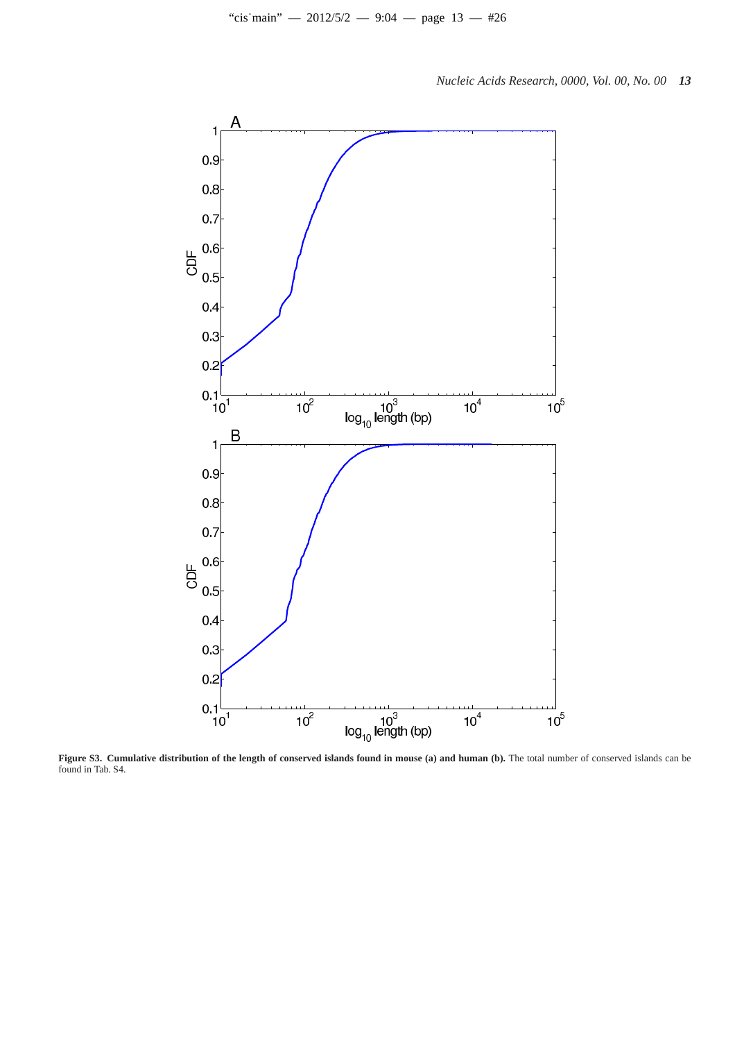

**Figure S3. Cumulative distribution of the length of conserved islands found in mouse (a) and human (b).** The total number of conserved islands can be found in Tab. S4.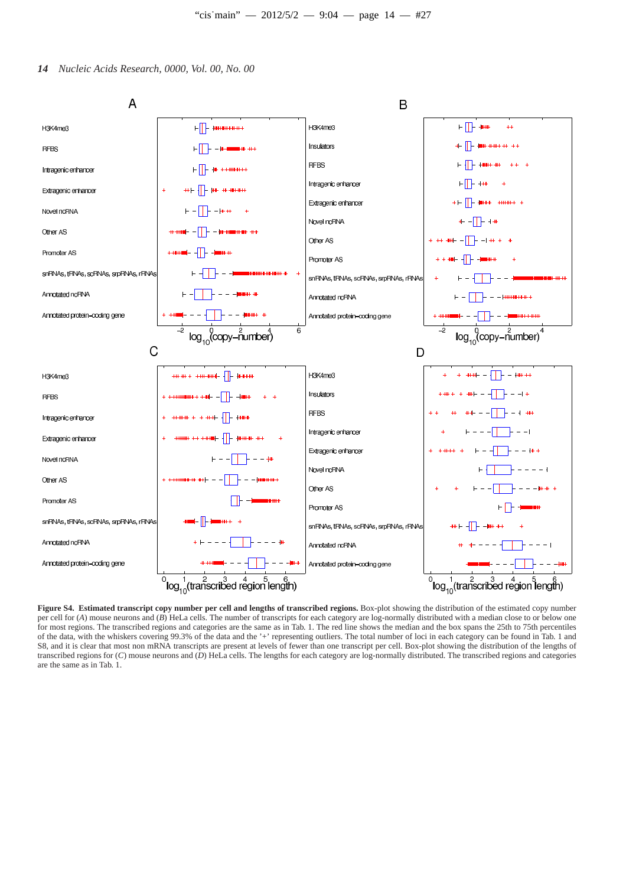*14 Nucleic Acids Research, 0000, Vol. 00, No. 00*



**Figure S4. Estimated transcript copy number per cell and lengths of transcribed regions.** Box-plot showing the distribution of the estimated copy number per cell for (*A*) mouse neurons and (*B*) HeLa cells. The number of transcripts for each category are log-normally distributed with a median close to or below one for most regions. The transcribed regions and categories are the same as in Tab. 1. The red line shows the median and the box spans the 25th to 75th percentiles of the data, with the whiskers covering 99.3% of the data and the '+' representing outliers. The total number of loci in each category can be found in Tab. 1 and S8, and it is clear that most non mRNA transcripts are present at levels of fewer than one transcript per cell. Box-plot showing the distribution of the lengths of transcribed regions for (*C*) mouse neurons and (*D*) HeLa cells. The lengths for each category are log-normally distributed. The transcribed regions and categories are the same as in Tab. 1.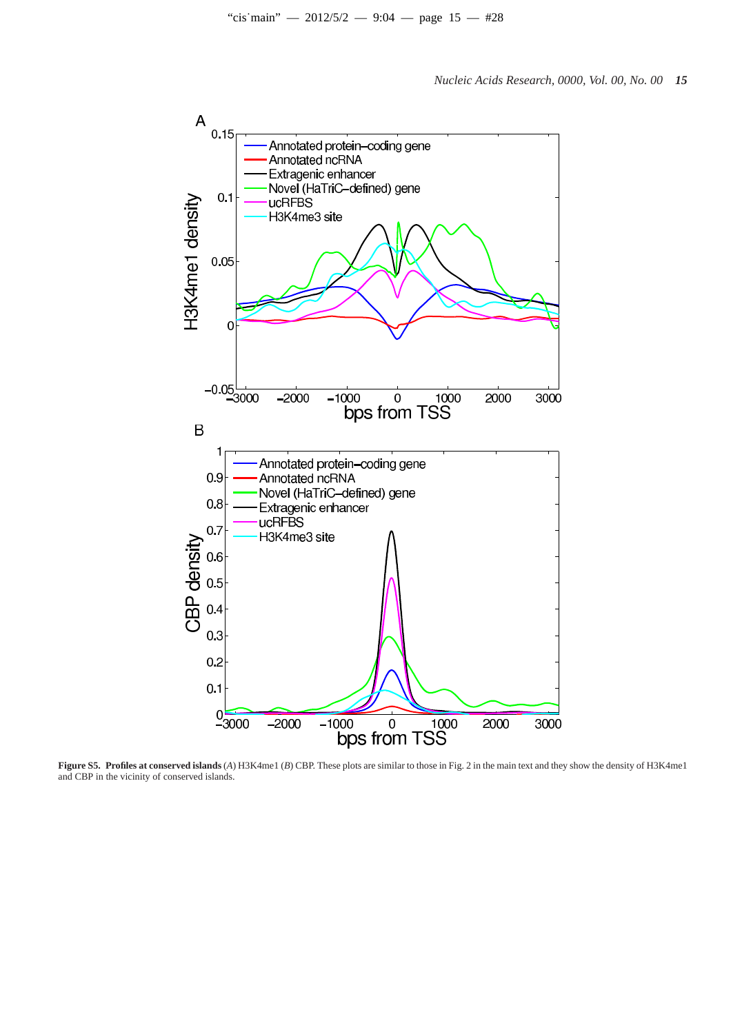

**Figure S5. Profiles at conserved islands** (*A*) H3K4me1 (*B*) CBP. These plots are similar to those in Fig. 2 in the main text and they show the density of H3K4me1 and CBP in the vicinity of conserved islands.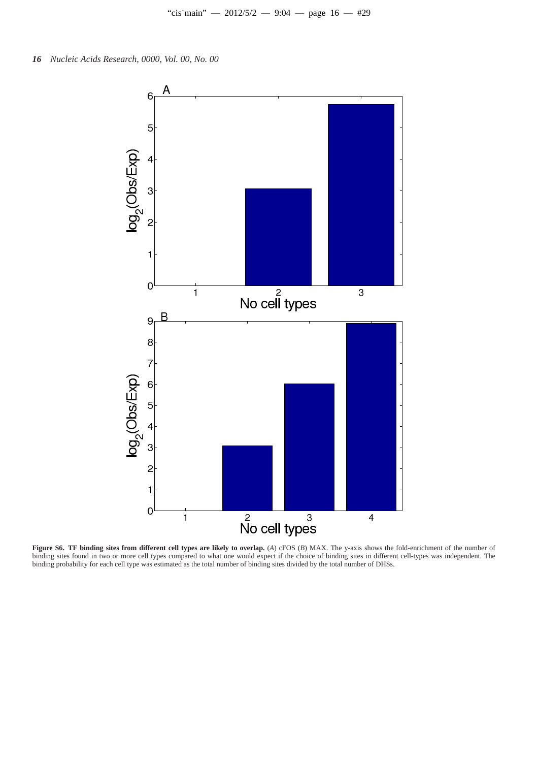

**Figure S6. TF binding sites from different cell types are likely to overlap.** (*A*) cFOS (*B*) MAX. The y-axis shows the fold-enrichment of the number of binding sites found in two or more cell types compared to what one would expect if the choice of binding sites in different cell-types was independent. The binding probability for each cell type was estimated as the total number of binding sites divided by the total number of DHSs.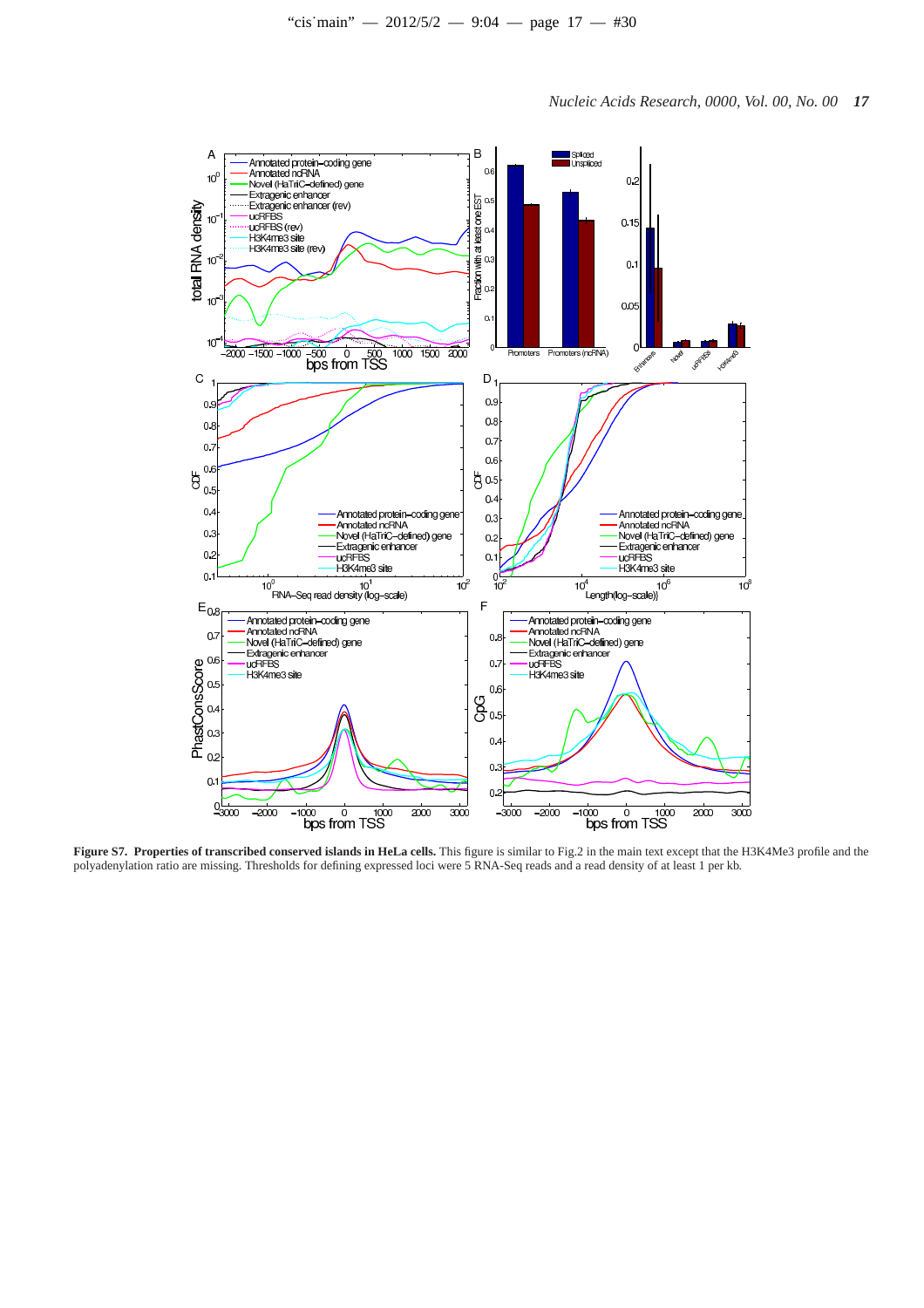

**Figure S7. Properties of transcribed conserved islands in HeLa cells.** This figure is similar to Fig.2 in the main text except that the H3K4Me3 profile and the polyadenylation ratio are missing. Thresholds for defining expressed loci were 5 RNA-Seq reads and a read density of at least 1 per kb.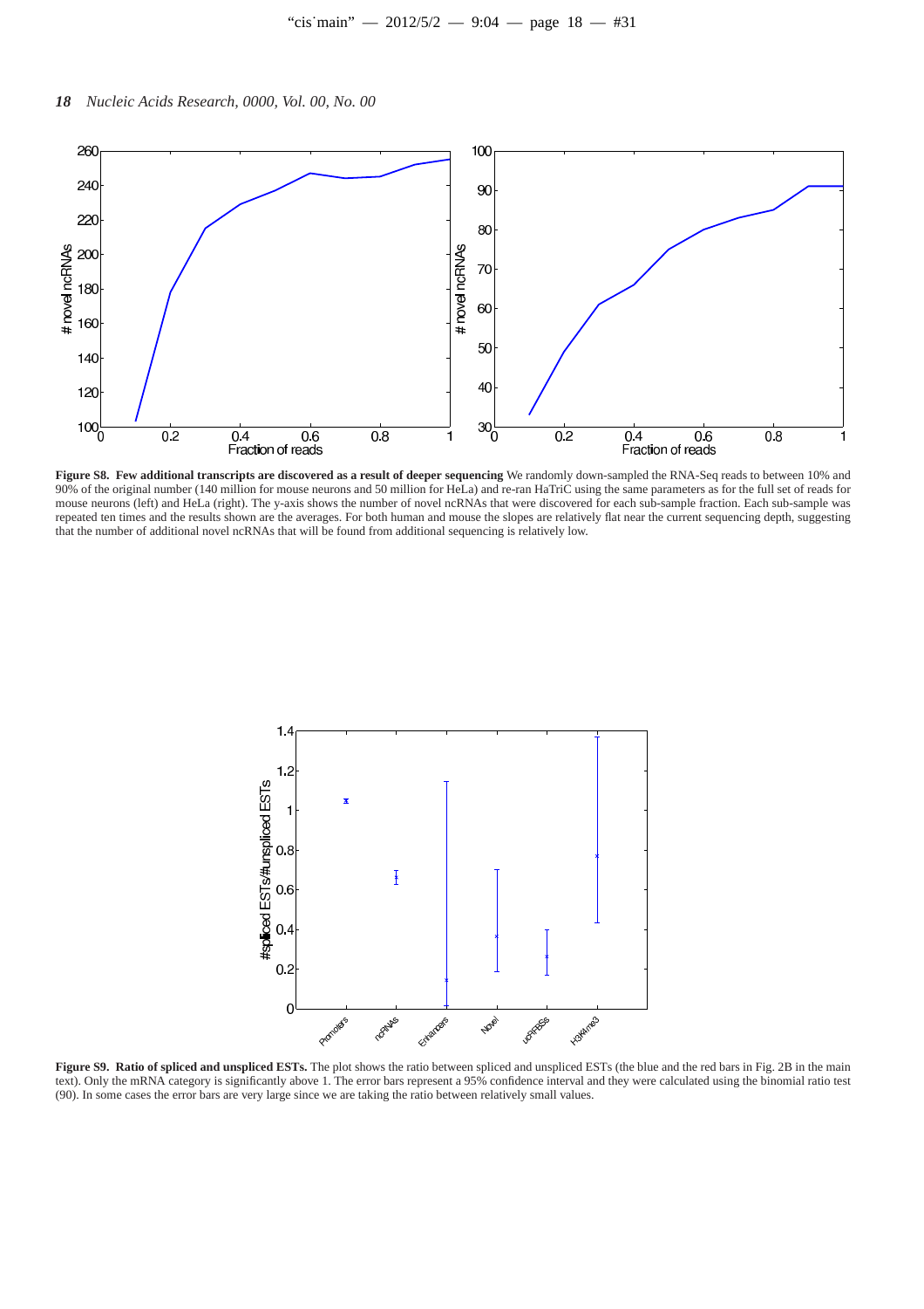

**Figure S8. Few additional transcripts are discovered as a result of deeper sequencing** We randomly down-sampled the RNA-Seq reads to between 10% and 90% of the original number (140 million for mouse neurons and 50 million for HeLa) and re-ran HaTriC using the same parameters as for the full set of reads for mouse neurons (left) and HeLa (right). The y-axis shows the number of novel ncRNAs that were discovered for each sub-sample fraction. Each sub-sample was repeated ten times and the results shown are the averages. For both human and mouse the slopes are relatively flat near the current sequencing depth, suggesting that the number of additional novel ncRNAs that will be found from additional sequencing is relatively low.



**Figure S9. Ratio of spliced and unspliced ESTs.** The plot shows the ratio between spliced and unspliced ESTs (the blue and the red bars in Fig. 2B in the main text). Only the mRNA category is significantly above 1. The error bars represent a 95% confidence interval and they were calculated using the binomial ratio test (90). In some cases the error bars are very large since we are taking the ratio between relatively small values.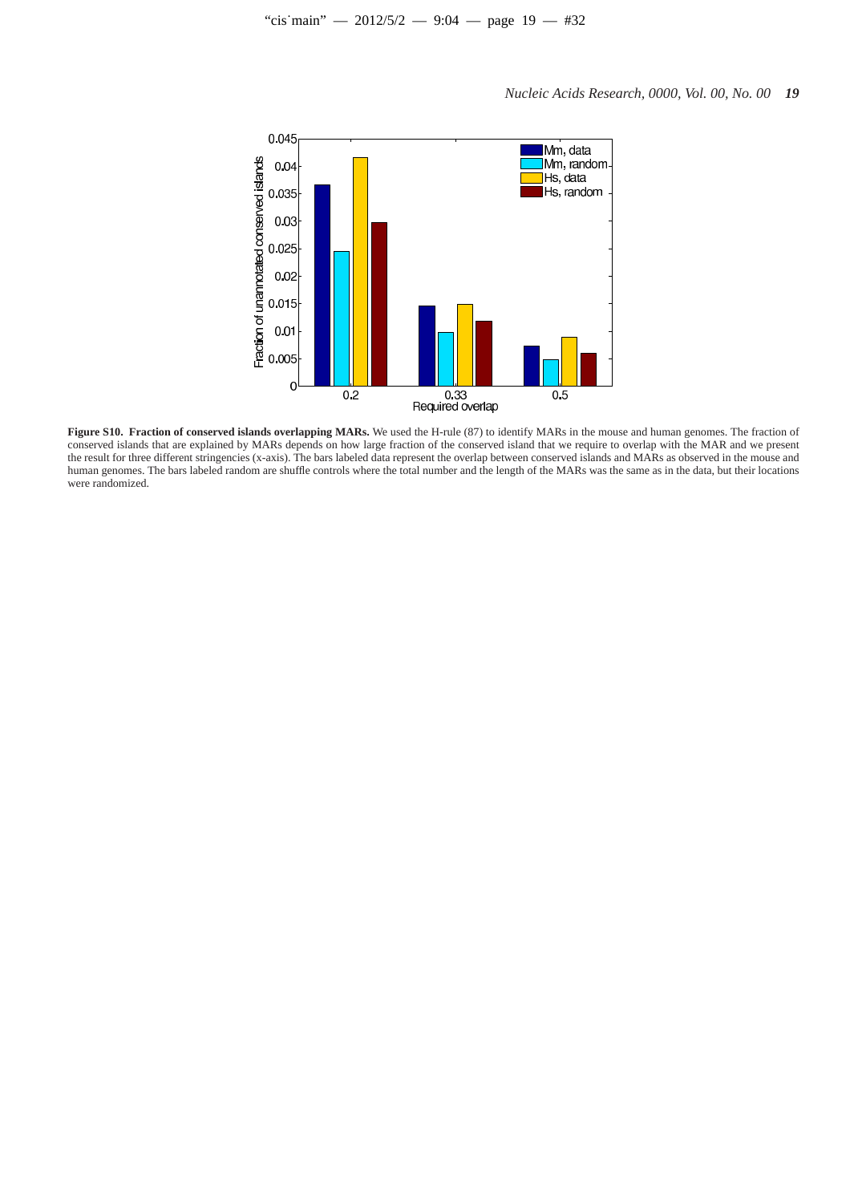

Figure S10. Fraction of conserved islands overlapping MARs. We used the H-rule (87) to identify MARs in the mouse and human genomes. The fraction of conserved islands that are explained by MARs depends on how large fraction of the conserved island that we require to overlap with the MAR and we present the result for three different stringencies (x-axis). The bars labeled data represent the overlap between conserved islands and MARs as observed in the mouse and human genomes. The bars labeled random are shuffle controls where the total number and the length of the MARs was the same as in the data, but their locations human genomes. The bars labeled random are shuffle controls whe were randomized.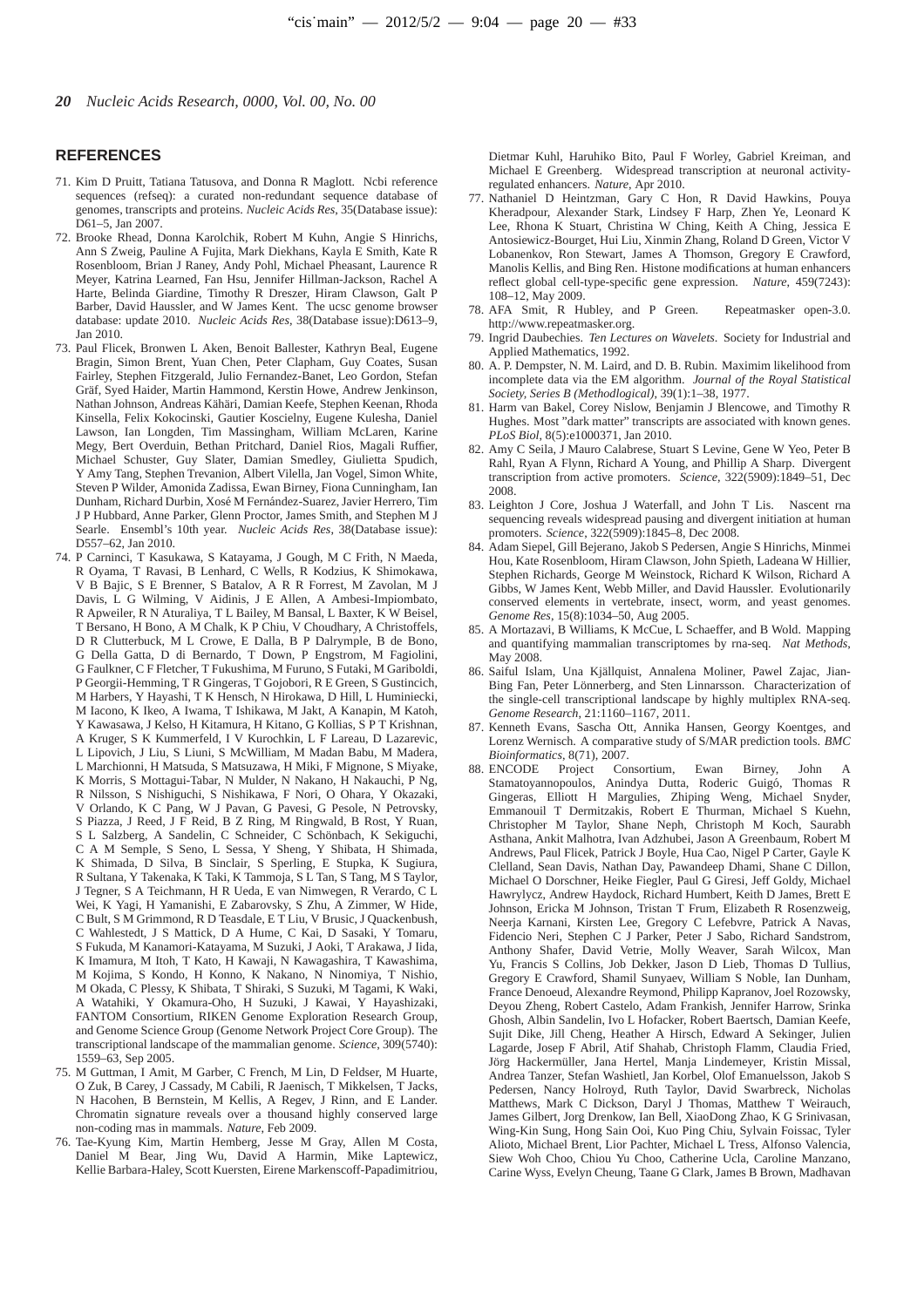#### **REFERENCES**

- 71. Kim D Pruitt, Tatiana Tatusova, and Donna R Maglott. Ncbi reference sequences (refseq): a curated non-redundant sequence database of genomes, transcripts and proteins. *Nucleic Acids Res*, 35(Database issue): D61–5, Jan 2007.
- 72. Brooke Rhead, Donna Karolchik, Robert M Kuhn, Angie S Hinrichs, Ann S Zweig, Pauline A Fujita, Mark Diekhans, Kayla E Smith, Kate R Rosenbloom, Brian J Raney, Andy Pohl, Michael Pheasant, Laurence R Meyer, Katrina Learned, Fan Hsu, Jennifer Hillman-Jackson, Rachel A Harte, Belinda Giardine, Timothy R Dreszer, Hiram Clawson, Galt P Barber, David Haussler, and W James Kent. The ucsc genome browser database: update 2010. *Nucleic Acids Res*, 38(Database issue):D613–9, Jan 2010.
- 73. Paul Flicek, Bronwen L Aken, Benoit Ballester, Kathryn Beal, Eugene Bragin, Simon Brent, Yuan Chen, Peter Clapham, Guy Coates, Susan Fairley, Stephen Fitzgerald, Julio Fernandez-Banet, Leo Gordon, Stefan Gräf, Syed Haider, Martin Hammond, Kerstin Howe, Andrew Jenkinson, Nathan Johnson, Andreas Kähäri, Damian Keefe, Stephen Keenan, Rhoda Kinsella, Felix Kokocinski, Gautier Koscielny, Eugene Kulesha, Daniel Lawson, Ian Longden, Tim Massingham, William McLaren, Karine Megy, Bert Overduin, Bethan Pritchard, Daniel Rios, Magali Ruffier, Michael Schuster, Guy Slater, Damian Smedley, Giulietta Spudich, Y Amy Tang, Stephen Trevanion, Albert Vilella, Jan Vogel, Simon White, Steven P Wilder, Amonida Zadissa, Ewan Birney, Fiona Cunningham, Ian Dunham, Richard Durbin, Xosé M Fernández-Suarez, Javier Herrero, Tim J P Hubbard, Anne Parker, Glenn Proctor, James Smith, and Stephen M J Searle. Ensembl's 10th year. *Nucleic Acids Res*, 38(Database issue): D557–62, Jan 2010.
- 74. P Carninci, T Kasukawa, S Katayama, J Gough, M C Frith, N Maeda, R Oyama, T Ravasi, B Lenhard, C Wells, R Kodzius, K Shimokawa, V B Bajic, S E Brenner, S Batalov, A R R Forrest, M Zavolan, M J Davis, L G Wilming, V Aidinis, J E Allen, A Ambesi-Impiombato, R Apweiler, R N Aturaliya, T L Bailey, M Bansal, L Baxter, K W Beisel, T Bersano, H Bono, A M Chalk, K P Chiu, V Choudhary, A Christoffels, D R Clutterbuck, M L Crowe, E Dalla, B P Dalrymple, B de Bono, G Della Gatta, D di Bernardo, T Down, P Engstrom, M Fagiolini, G Faulkner, C F Fletcher, T Fukushima, M Furuno, S Futaki, M Gariboldi, P Georgii-Hemming, T R Gingeras, T Gojobori, R E Green, S Gustincich, M Harbers, Y Hayashi, T K Hensch, N Hirokawa, D Hill, L Huminiecki, M Iacono, K Ikeo, A Iwama, T Ishikawa, M Jakt, A Kanapin, M Katoh, Y Kawasawa, J Kelso, H Kitamura, H Kitano, G Kollias, S P T Krishnan, A Kruger, S K Kummerfeld, I V Kurochkin, L F Lareau, D Lazarevic, L Lipovich, J Liu, S Liuni, S McWilliam, M Madan Babu, M Madera, L Marchionni, H Matsuda, S Matsuzawa, H Miki, F Mignone, S Miyake, K Morris, S Mottagui-Tabar, N Mulder, N Nakano, H Nakauchi, P Ng, R Nilsson, S Nishiguchi, S Nishikawa, F Nori, O Ohara, Y Okazaki, V Orlando, K C Pang, W J Pavan, G Pavesi, G Pesole, N Petrovsky, S Piazza, J Reed, J F Reid, B Z Ring, M Ringwald, B Rost, Y Ruan, S L Salzberg, A Sandelin, C Schneider, C Schönbach, K Sekiguchi, C A M Semple, S Seno, L Sessa, Y Sheng, Y Shibata, H Shimada, K Shimada, D Silva, B Sinclair, S Sperling, E Stupka, K Sugiura, R Sultana, Y Takenaka, K Taki, K Tammoja, S L Tan, S Tang, M S Taylor, J Tegner, S A Teichmann, H R Ueda, E van Nimwegen, R Verardo, C L Wei, K Yagi, H Yamanishi, E Zabarovsky, S Zhu, A Zimmer, W Hide, C Bult, S M Grimmond, R D Teasdale, E T Liu, V Brusic, J Quackenbush, C Wahlestedt, J S Mattick, D A Hume, C Kai, D Sasaki, Y Tomaru, S Fukuda, M Kanamori-Katayama, M Suzuki, J Aoki, T Arakawa, J Iida, K Imamura, M Itoh, T Kato, H Kawaji, N Kawagashira, T Kawashima, M Kojima, S Kondo, H Konno, K Nakano, N Ninomiya, T Nishio, M Okada, C Plessy, K Shibata, T Shiraki, S Suzuki, M Tagami, K Waki, A Watahiki, Y Okamura-Oho, H Suzuki, J Kawai, Y Hayashizaki, FANTOM Consortium, RIKEN Genome Exploration Research Group, and Genome Science Group (Genome Network Project Core Group). The transcriptional landscape of the mammalian genome. *Science*, 309(5740): 1559–63, Sep 2005.
- 75. M Guttman, I Amit, M Garber, C French, M Lin, D Feldser, M Huarte, O Zuk, B Carey, J Cassady, M Cabili, R Jaenisch, T Mikkelsen, T Jacks, N Hacohen, B Bernstein, M Kellis, A Regev, J Rinn, and E Lander. Chromatin signature reveals over a thousand highly conserved large non-coding rnas in mammals. *Nature*, Feb 2009.
- 76. Tae-Kyung Kim, Martin Hemberg, Jesse M Gray, Allen M Costa, Daniel M Bear, Jing Wu, David A Harmin, Mike Laptewicz, Kellie Barbara-Haley, Scott Kuersten, Eirene Markenscoff-Papadimitriou,

Dietmar Kuhl, Haruhiko Bito, Paul F Worley, Gabriel Kreiman, and Michael E Greenberg. Widespread transcription at neuronal activityregulated enhancers. *Nature*, Apr 2010.

- 77. Nathaniel D Heintzman, Gary C Hon, R David Hawkins, Pouya Kheradpour, Alexander Stark, Lindsey F Harp, Zhen Ye, Leonard K Lee, Rhona K Stuart, Christina W Ching, Keith A Ching, Jessica E Antosiewicz-Bourget, Hui Liu, Xinmin Zhang, Roland D Green, Victor V Lobanenkov, Ron Stewart, James A Thomson, Gregory E Crawford, Manolis Kellis, and Bing Ren. Histone modifications at human enhancers reflect global cell-type-specific gene expression. *Nature*, 459(7243): 108–12, May 2009.
- 78. AFA Smit, R Hubley, and P Green. Repeatmasker open-3.0. http://www.repeatmasker.org.
- 79. Ingrid Daubechies. *Ten Lectures on Wavelets*. Society for Industrial and Applied Mathematics, 1992.
- 80. A. P. Dempster, N. M. Laird, and D. B. Rubin. Maximim likelihood from incomplete data via the EM algorithm. *Journal of the Royal Statistical Society, Series B (Methodlogical)*, 39(1):1–38, 1977.
- 81. Harm van Bakel, Corey Nislow, Benjamin J Blencowe, and Timothy R Hughes. Most "dark matter" transcripts are associated with known genes. *PLoS Biol*, 8(5):e1000371, Jan 2010.
- 82. Amy C Seila, J Mauro Calabrese, Stuart S Levine, Gene W Yeo, Peter B Rahl, Ryan A Flynn, Richard A Young, and Phillip A Sharp. Divergent transcription from active promoters. *Science*, 322(5909):1849–51, Dec 2008.
- 83. Leighton J Core, Joshua J Waterfall, and John T Lis. Nascent rna sequencing reveals widespread pausing and divergent initiation at human promoters. *Science*, 322(5909):1845–8, Dec 2008.
- 84. Adam Siepel, Gill Bejerano, Jakob S Pedersen, Angie S Hinrichs, Minmei Hou, Kate Rosenbloom, Hiram Clawson, John Spieth, Ladeana W Hillier, Stephen Richards, George M Weinstock, Richard K Wilson, Richard A Gibbs, W James Kent, Webb Miller, and David Haussler. Evolutionarily conserved elements in vertebrate, insect, worm, and yeast genomes. *Genome Res*, 15(8):1034–50, Aug 2005.
- 85. A Mortazavi, B Williams, K McCue, L Schaeffer, and B Wold. Mapping and quantifying mammalian transcriptomes by rna-seq. *Nat Methods*, May 2008.
- 86. Saiful Islam, Una Kjällquist, Annalena Moliner, Pawel Zajac, Jian-Bing Fan, Peter Lönnerberg, and Sten Linnarsson. Characterization of the single-cell transcriptional landscape by highly multiplex RNA-seq. *Genome Research*, 21:1160–1167, 2011.
- 87. Kenneth Evans, Sascha Ott, Annika Hansen, Georgy Koentges, and Lorenz Wernisch. A comparative study of S/MAR prediction tools. *BMC Bioinformatics*, 8(71), 2007.
- 88. ENCODE Project Consortium, Ewan Birney, John Stamatoyannopoulos, Anindya Dutta, Roderic Guigo, Thomas R ´ Gingeras, Elliott H Margulies, Zhiping Weng, Michael Snyder, Emmanouil T Dermitzakis, Robert E Thurman, Michael S Kuehn, Christopher M Taylor, Shane Neph, Christoph M Koch, Saurabh Asthana, Ankit Malhotra, Ivan Adzhubei, Jason A Greenbaum, Robert M Andrews, Paul Flicek, Patrick J Boyle, Hua Cao, Nigel P Carter, Gayle K Clelland, Sean Davis, Nathan Day, Pawandeep Dhami, Shane C Dillon, Michael O Dorschner, Heike Fiegler, Paul G Giresi, Jeff Goldy, Michael Hawrylycz, Andrew Haydock, Richard Humbert, Keith D James, Brett E Johnson, Ericka M Johnson, Tristan T Frum, Elizabeth R Rosenzweig, Neerja Karnani, Kirsten Lee, Gregory C Lefebvre, Patrick A Navas, Fidencio Neri, Stephen C J Parker, Peter J Sabo, Richard Sandstrom, Anthony Shafer, David Vetrie, Molly Weaver, Sarah Wilcox, Man Yu, Francis S Collins, Job Dekker, Jason D Lieb, Thomas D Tullius, Gregory E Crawford, Shamil Sunyaev, William S Noble, Ian Dunham, France Denoeud, Alexandre Reymond, Philipp Kapranov, Joel Rozowsky, Deyou Zheng, Robert Castelo, Adam Frankish, Jennifer Harrow, Srinka Ghosh, Albin Sandelin, Ivo L Hofacker, Robert Baertsch, Damian Keefe, Sujit Dike, Jill Cheng, Heather A Hirsch, Edward A Sekinger, Julien Lagarde, Josep F Abril, Atif Shahab, Christoph Flamm, Claudia Fried, Jörg Hackermüller, Jana Hertel, Manja Lindemeyer, Kristin Missal, Andrea Tanzer, Stefan Washietl, Jan Korbel, Olof Emanuelsson, Jakob S Pedersen, Nancy Holroyd, Ruth Taylor, David Swarbreck, Nicholas Matthews, Mark C Dickson, Daryl J Thomas, Matthew T Weirauch, James Gilbert, Jorg Drenkow, Ian Bell, XiaoDong Zhao, K G Srinivasan, Wing-Kin Sung, Hong Sain Ooi, Kuo Ping Chiu, Sylvain Foissac, Tyler Alioto, Michael Brent, Lior Pachter, Michael L Tress, Alfonso Valencia, Siew Woh Choo, Chiou Yu Choo, Catherine Ucla, Caroline Manzano, Carine Wyss, Evelyn Cheung, Taane G Clark, James B Brown, Madhavan